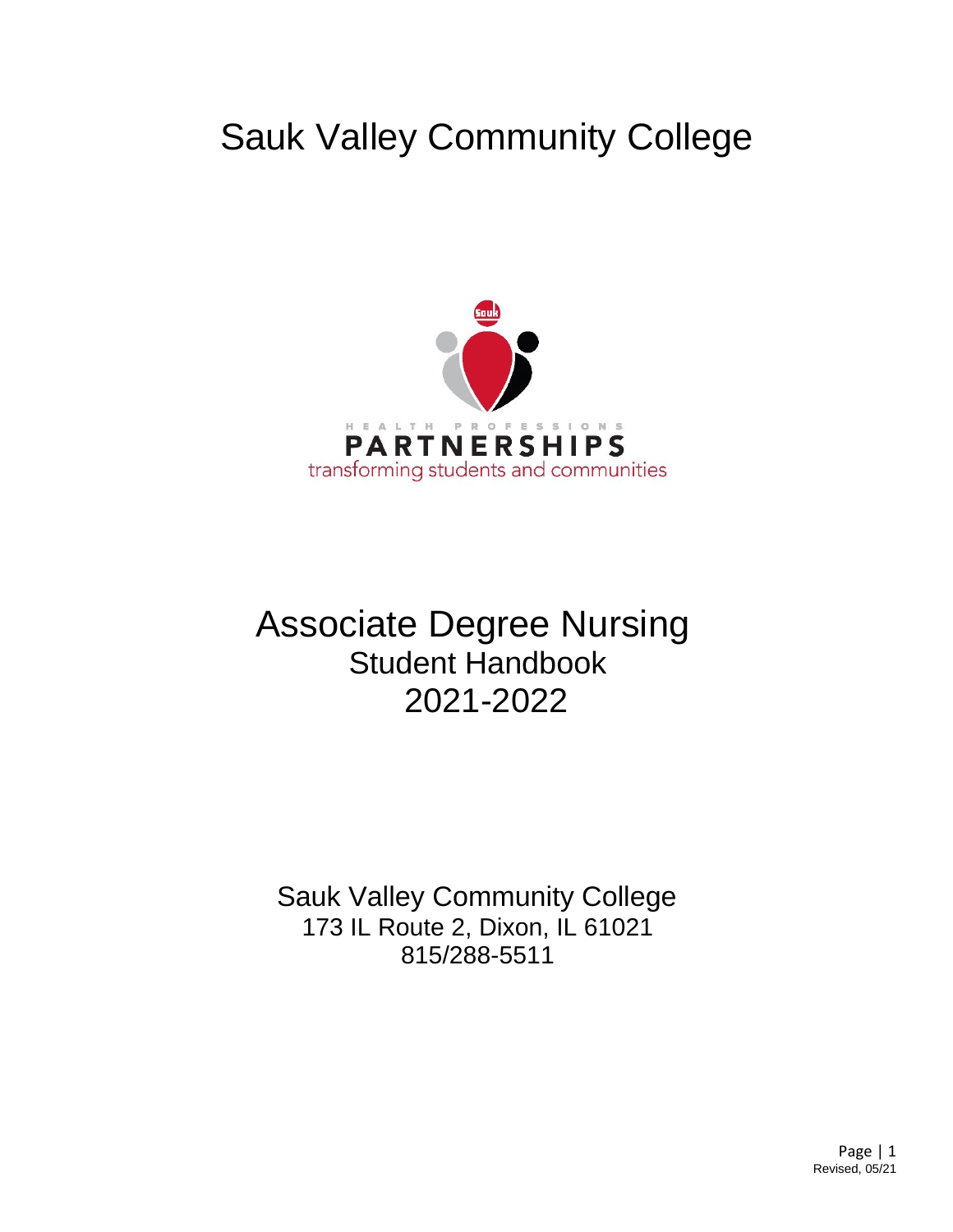# Sauk Valley Community College

HEALTH PROFESSIONS
PARTNERSHIPS
transforming students and communities

# Associate Degree Nursing
## Student Handbook
## 2021-2022

Sauk Valley Community College
173 IL Route 2, Dixon, IL 61021
815/288-5511

Revised, 05/21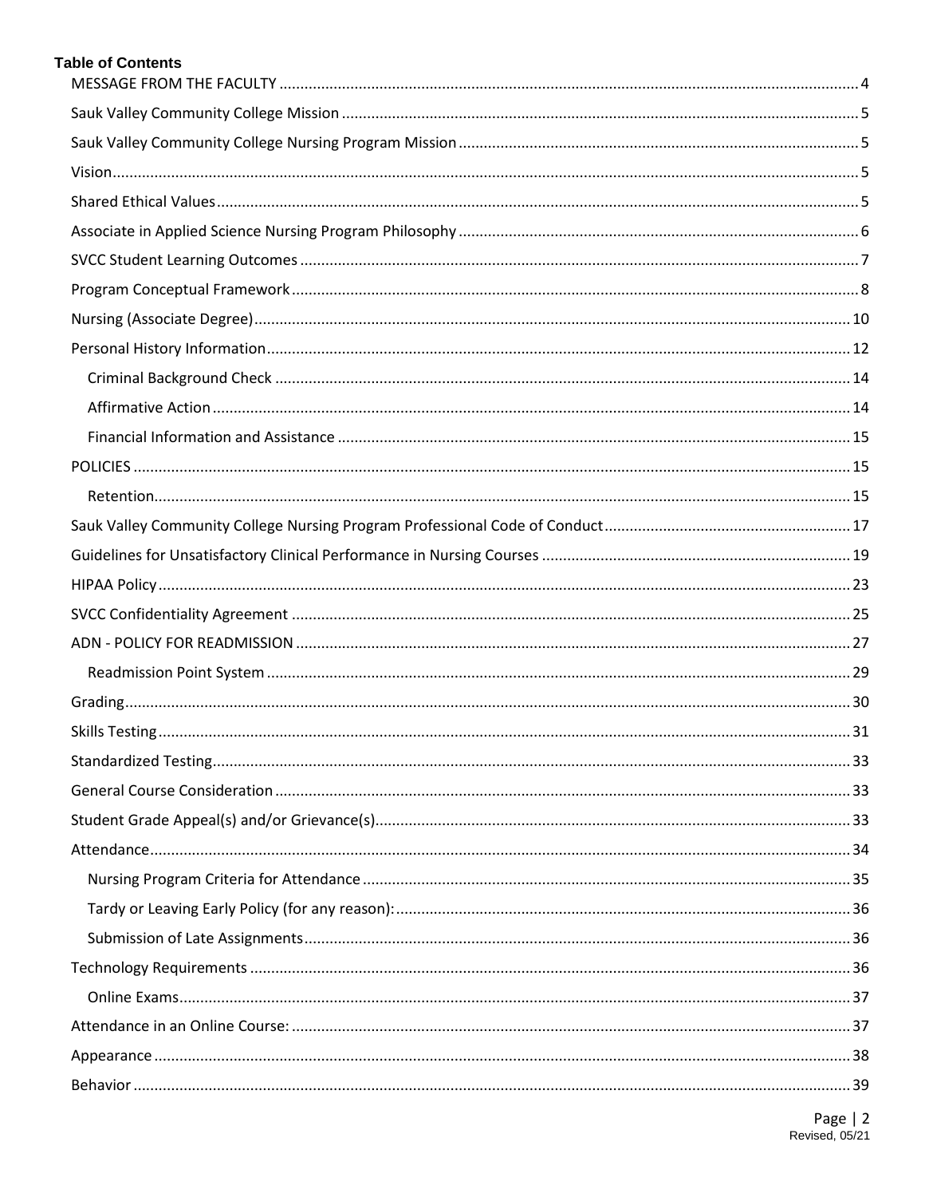**Table of Contents**

MESSAGE FROM THE FACULTY ..... 4

Sauk Valley Community College Mission ..... 5

Sauk Valley Community College Nursing Program Mission ..... 5

Vision ..... 5

Shared Ethical Values ..... 5

Associate in Applied Science Nursing Program Philosophy ..... 6

SVCC Student Learning Outcomes ..... 7

Program Conceptual Framework ..... 8

Nursing (Associate Degree) ..... 10

Personal History Information ..... 12

- Criminal Background Check ..... 14
- Affirmative Action ..... 14
- Financial Information and Assistance ..... 15

POLICIES ..... 15

- Retention ..... 15

Sauk Valley Community College Nursing Program Professional Code of Conduct ..... 17

Guidelines for Unsatisfactory Clinical Performance in Nursing Courses ..... 19

HIPAA Policy ..... 23

SVCC Confidentiality Agreement ..... 25

ADN - POLICY FOR READMISSION ..... 27

- Readmission Point System ..... 29

Grading ..... 30

Skills Testing ..... 31

Standardized Testing ..... 33

General Course Consideration ..... 33

Student Grade Appeal(s) and/or Grievance(s) ..... 33

Attendance ..... 34

- Nursing Program Criteria for Attendance ..... 35
- Tardy or Leaving Early Policy (for any reason): ..... 36
- Submission of Late Assignments ..... 36

Technology Requirements ..... 36

- Online Exams ..... 37

Attendance in an Online Course: ..... 37

Appearance ..... 38

Behavior ..... 39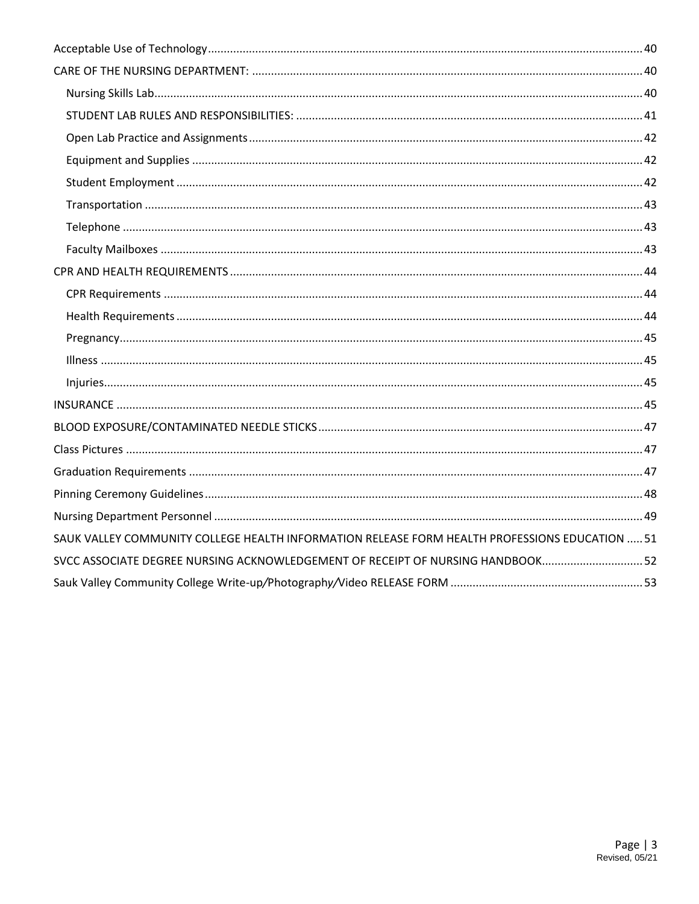- Acceptable Use of Technology ........ 40
- CARE OF THE NURSING DEPARTMENT: ........ 40
  - Nursing Skills Lab ........ 40
  - STUDENT LAB RULES AND RESPONSIBILITIES: ........ 41
  - Open Lab Practice and Assignments ........ 42
  - Equipment and Supplies ........ 42
  - Student Employment ........ 42
  - Transportation ........ 43
  - Telephone ........ 43
  - Faculty Mailboxes ........ 43
- CPR AND HEALTH REQUIREMENTS ........ 44
  - CPR Requirements ........ 44
  - Health Requirements ........ 44
  - Pregnancy ........ 45
  - Illness ........ 45
  - Injuries ........ 45
- INSURANCE ........ 45
- BLOOD EXPOSURE/CONTAMINATED NEEDLE STICKS ........ 47
- Class Pictures ........ 47
- Graduation Requirements ........ 47
- Pinning Ceremony Guidelines ........ 48
- Nursing Department Personnel ........ 49
- SAUK VALLEY COMMUNITY COLLEGE HEALTH INFORMATION RELEASE FORM HEALTH PROFESSIONS EDUCATION ........ 51
- SVCC ASSOCIATE DEGREE NURSING ACKNOWLEDGEMENT OF RECEIPT OF NURSING HANDBOOK ........ 52
- Sauk Valley Community College Write-up/Photography/Video RELEASE FORM ........ 53

Revised, 05/21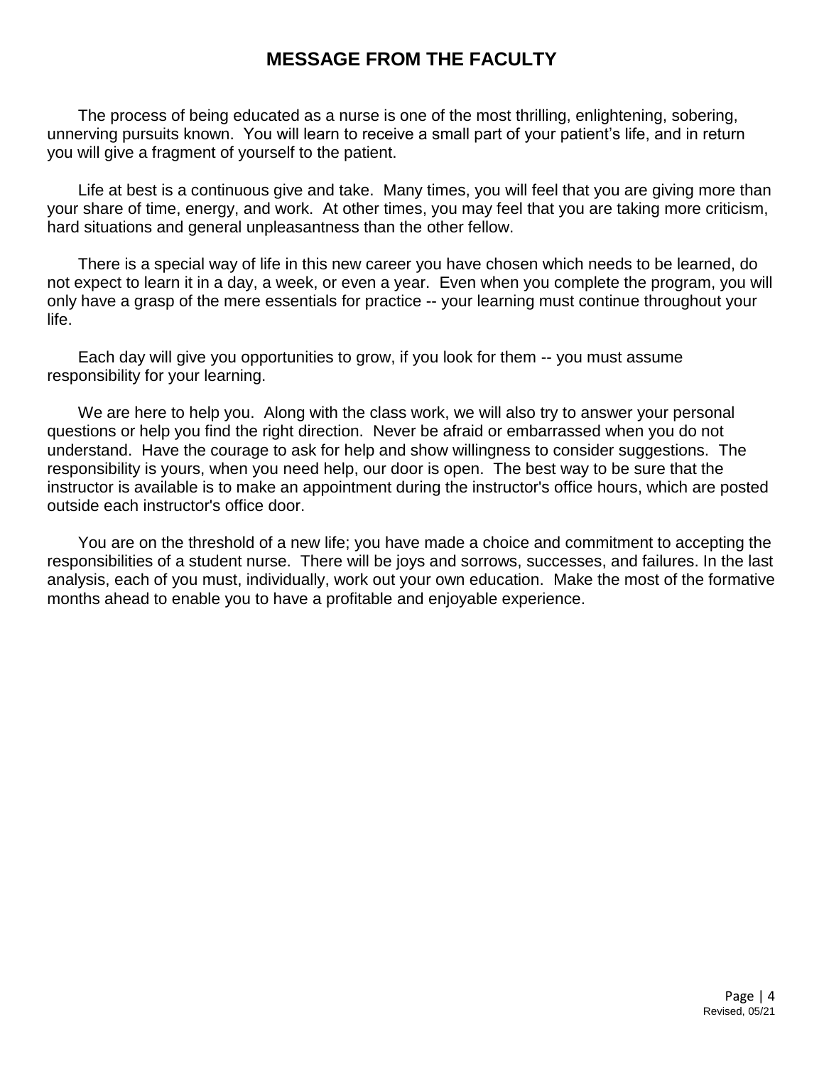# MESSAGE FROM THE FACULTY

The process of being educated as a nurse is one of the most thrilling, enlightening, sobering, unnerving pursuits known. You will learn to receive a small part of your patient's life, and in return you will give a fragment of yourself to the patient.

Life at best is a continuous give and take. Many times, you will feel that you are giving more than your share of time, energy, and work. At other times, you may feel that you are taking more criticism, hard situations and general unpleasantness than the other fellow.

There is a special way of life in this new career you have chosen which needs to be learned, do not expect to learn it in a day, a week, or even a year. Even when you complete the program, you will only have a grasp of the mere essentials for practice -- your learning must continue throughout your life.

Each day will give you opportunities to grow, if you look for them -- you must assume responsibility for your learning.

We are here to help you. Along with the class work, we will also try to answer your personal questions or help you find the right direction. Never be afraid or embarrassed when you do not understand. Have the courage to ask for help and show willingness to consider suggestions. The responsibility is yours, when you need help, our door is open. The best way to be sure that the instructor is available is to make an appointment during the instructor's office hours, which are posted outside each instructor's office door.

You are on the threshold of a new life; you have made a choice and commitment to accepting the responsibilities of a student nurse. There will be joys and sorrows, successes, and failures. In the last analysis, each of you must, individually, work out your own education. Make the most of the formative months ahead to enable you to have a profitable and enjoyable experience.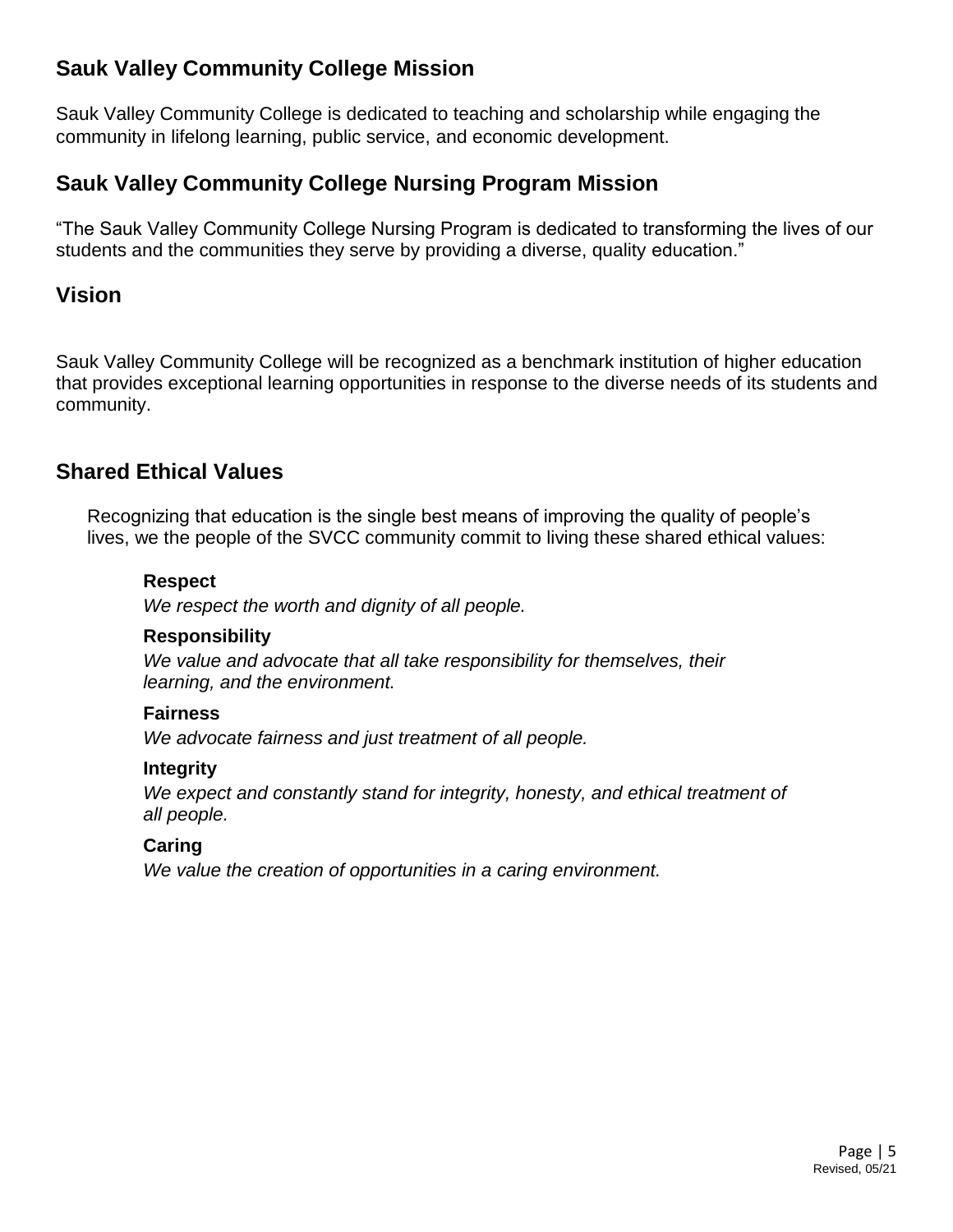## Sauk Valley Community College Mission

Sauk Valley Community College is dedicated to teaching and scholarship while engaging the community in lifelong learning, public service, and economic development.

## Sauk Valley Community College Nursing Program Mission

"The Sauk Valley Community College Nursing Program is dedicated to transforming the lives of our students and the communities they serve by providing a diverse, quality education."

## Vision

Sauk Valley Community College will be recognized as a benchmark institution of higher education that provides exceptional learning opportunities in response to the diverse needs of its students and community.

## Shared Ethical Values

Recognizing that education is the single best means of improving the quality of people's lives, we the people of the SVCC community commit to living these shared ethical values:

**Respect**
*We respect the worth and dignity of all people.*

**Responsibility**
*We value and advocate that all take responsibility for themselves, their learning, and the environment.*

**Fairness**
*We advocate fairness and just treatment of all people.*

**Integrity**
*We expect and constantly stand for integrity, honesty, and ethical treatment of all people.*

**Caring**
*We value the creation of opportunities in a caring environment.*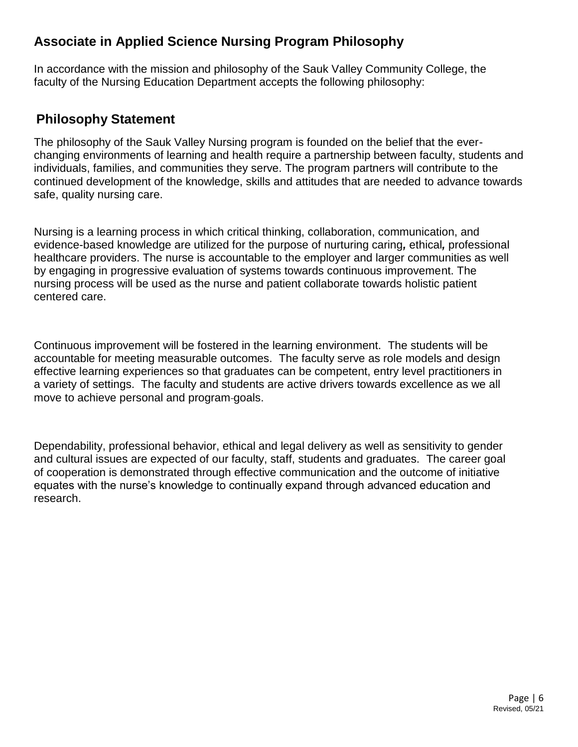## Associate in Applied Science Nursing Program Philosophy

In accordance with the mission and philosophy of the Sauk Valley Community College, the faculty of the Nursing Education Department accepts the following philosophy:

## Philosophy Statement

The philosophy of the Sauk Valley Nursing program is founded on the belief that the ever-changing environments of learning and health require a partnership between faculty, students and individuals, families, and communities they serve. The program partners will contribute to the continued development of the knowledge, skills and attitudes that are needed to advance towards safe, quality nursing care.

Nursing is a learning process in which critical thinking, collaboration, communication, and evidence-based knowledge are utilized for the purpose of nurturing caring*,* ethical*,* professional healthcare providers. The nurse is accountable to the employer and larger communities as well by engaging in progressive evaluation of systems towards continuous improvement. The nursing process will be used as the nurse and patient collaborate towards holistic patient centered care.

Continuous improvement will be fostered in the learning environment. The students will be accountable for meeting measurable outcomes. The faculty serve as role models and design effective learning experiences so that graduates can be competent, entry level practitioners in a variety of settings. The faculty and students are active drivers towards excellence as we all move to achieve personal and program-goals.

Dependability, professional behavior, ethical and legal delivery as well as sensitivity to gender and cultural issues are expected of our faculty, staff, students and graduates. The career goal of cooperation is demonstrated through effective communication and the outcome of initiative equates with the nurse's knowledge to continually expand through advanced education and research.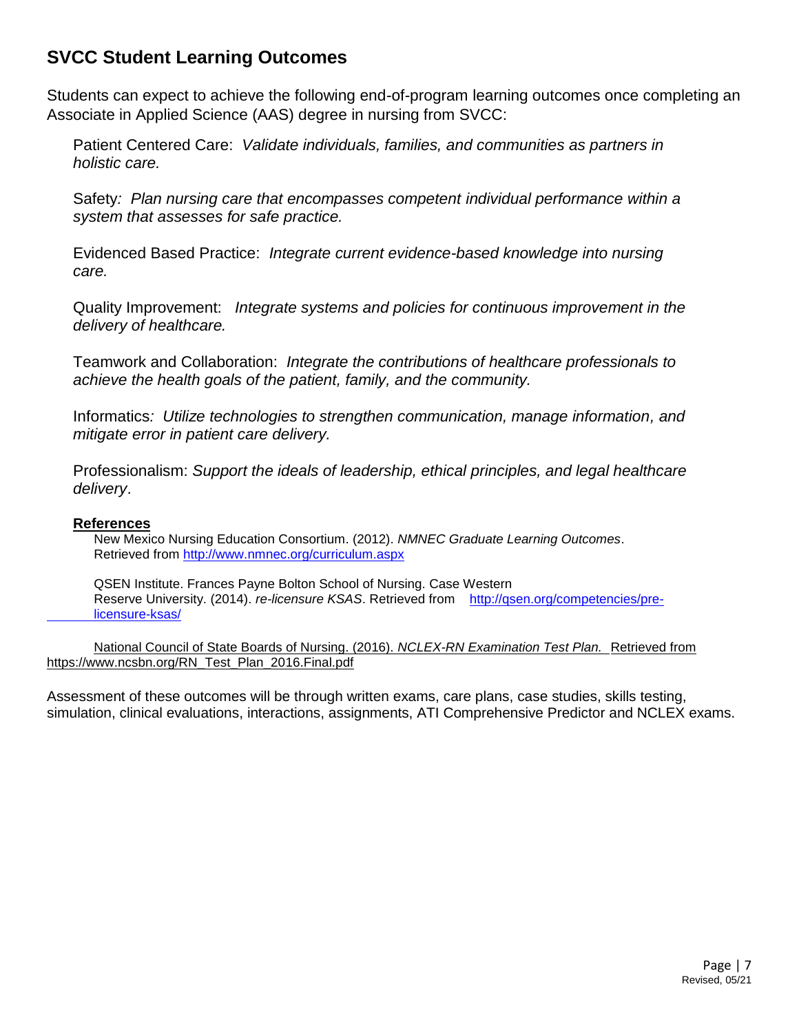## SVCC Student Learning Outcomes

Students can expect to achieve the following end-of-program learning outcomes once completing an Associate in Applied Science (AAS) degree in nursing from SVCC:

Patient Centered Care: *Validate individuals, families, and communities as partners in holistic care.*

Safety*: Plan nursing care that encompasses competent individual performance within a system that assesses for safe practice.*

Evidenced Based Practice: *Integrate current evidence-based knowledge into nursing care.*

Quality Improvement: *Integrate systems and policies for continuous improvement in the delivery of healthcare.*

Teamwork and Collaboration: *Integrate the contributions of healthcare professionals to achieve the health goals of the patient, family, and the community.*

Informatics*: Utilize technologies to strengthen communication, manage information, and mitigate error in patient care delivery.*

Professionalism: *Support the ideals of leadership, ethical principles, and legal healthcare delivery*.

**References**

New Mexico Nursing Education Consortium. (2012). *NMNEC Graduate Learning Outcomes*. Retrieved from http://www.nmnec.org/curriculum.aspx

QSEN Institute. Frances Payne Bolton School of Nursing. Case Western Reserve University. (2014). *re-licensure KSAS*. Retrieved from http://qsen.org/competencies/pre-licensure-ksas/

National Council of State Boards of Nursing. (2016). *NCLEX-RN Examination Test Plan.* Retrieved from https://www.ncsbn.org/RN_Test_Plan_2016.Final.pdf

Assessment of these outcomes will be through written exams, care plans, case studies, skills testing, simulation, clinical evaluations, interactions, assignments, ATI Comprehensive Predictor and NCLEX exams.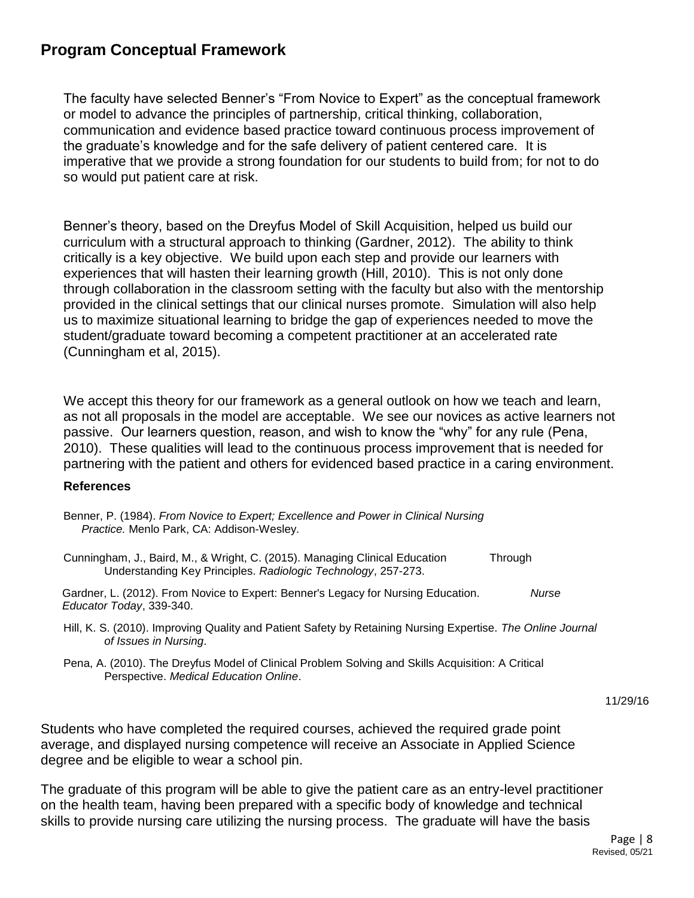## Program Conceptual Framework

The faculty have selected Benner's "From Novice to Expert" as the conceptual framework or model to advance the principles of partnership, critical thinking, collaboration, communication and evidence based practice toward continuous process improvement of the graduate's knowledge and for the safe delivery of patient centered care. It is imperative that we provide a strong foundation for our students to build from; for not to do so would put patient care at risk.

Benner's theory, based on the Dreyfus Model of Skill Acquisition, helped us build our curriculum with a structural approach to thinking (Gardner, 2012). The ability to think critically is a key objective. We build upon each step and provide our learners with experiences that will hasten their learning growth (Hill, 2010). This is not only done through collaboration in the classroom setting with the faculty but also with the mentorship provided in the clinical settings that our clinical nurses promote. Simulation will also help us to maximize situational learning to bridge the gap of experiences needed to move the student/graduate toward becoming a competent practitioner at an accelerated rate (Cunningham et al, 2015).

We accept this theory for our framework as a general outlook on how we teach and learn, as not all proposals in the model are acceptable. We see our novices as active learners not passive. Our learners question, reason, and wish to know the "why" for any rule (Pena, 2010). These qualities will lead to the continuous process improvement that is needed for partnering with the patient and others for evidenced based practice in a caring environment.

**References**

Benner, P. (1984). *From Novice to Expert; Excellence and Power in Clinical Nursing Practice.* Menlo Park, CA: Addison-Wesley.

Cunningham, J., Baird, M., & Wright, C. (2015). Managing Clinical Education Through Understanding Key Principles. *Radiologic Technology*, 257-273.

Gardner, L. (2012). From Novice to Expert: Benner's Legacy for Nursing Education. *Nurse Educator Today*, 339-340.

Hill, K. S. (2010). Improving Quality and Patient Safety by Retaining Nursing Expertise. *The Online Journal of Issues in Nursing*.

Pena, A. (2010). The Dreyfus Model of Clinical Problem Solving and Skills Acquisition: A Critical Perspective. *Medical Education Online*.

11/29/16

Students who have completed the required courses, achieved the required grade point average, and displayed nursing competence will receive an Associate in Applied Science degree and be eligible to wear a school pin.

The graduate of this program will be able to give the patient care as an entry-level practitioner on the health team, having been prepared with a specific body of knowledge and technical skills to provide nursing care utilizing the nursing process. The graduate will have the basis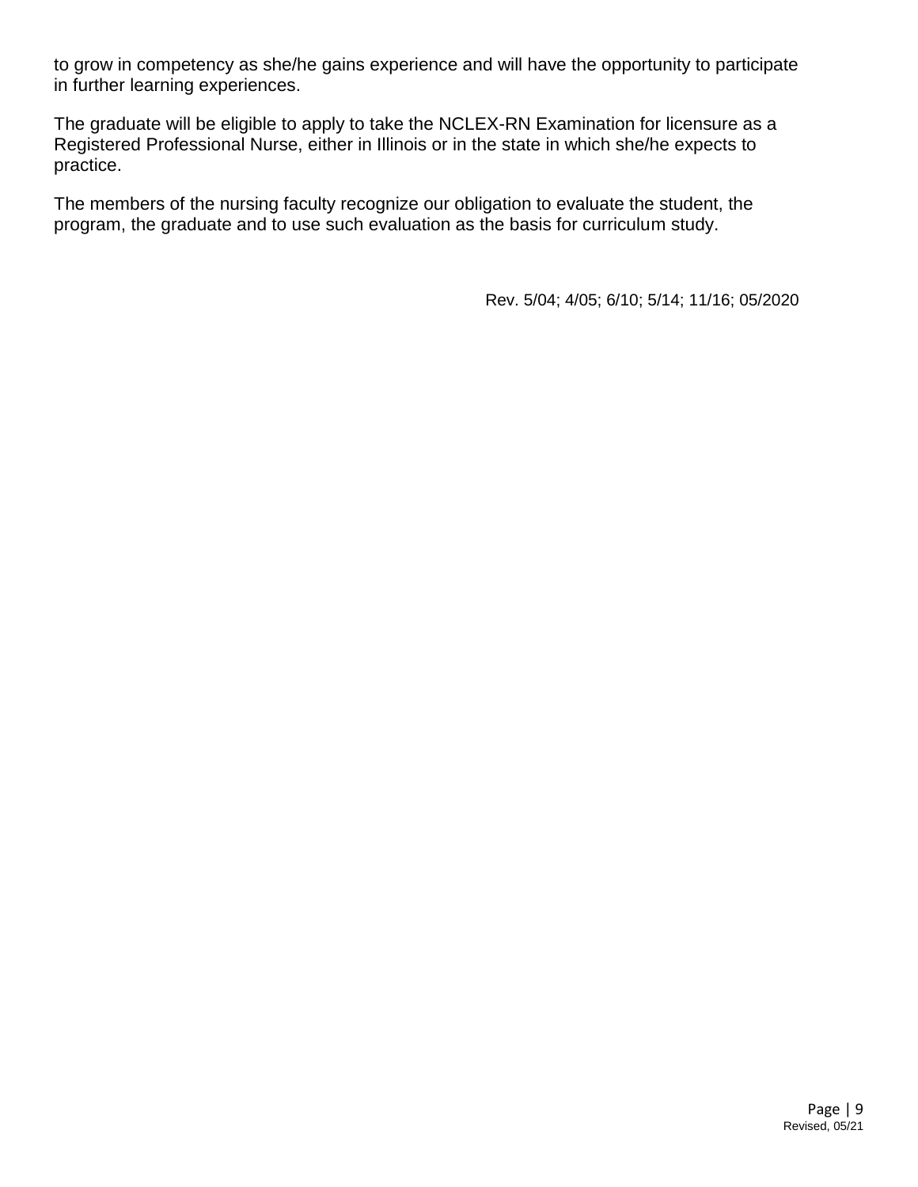to grow in competency as she/he gains experience and will have the opportunity to participate in further learning experiences.

The graduate will be eligible to apply to take the NCLEX-RN Examination for licensure as a Registered Professional Nurse, either in Illinois or in the state in which she/he expects to practice.

The members of the nursing faculty recognize our obligation to evaluate the student, the program, the graduate and to use such evaluation as the basis for curriculum study.

Rev. 5/04; 4/05; 6/10; 5/14; 11/16; 05/2020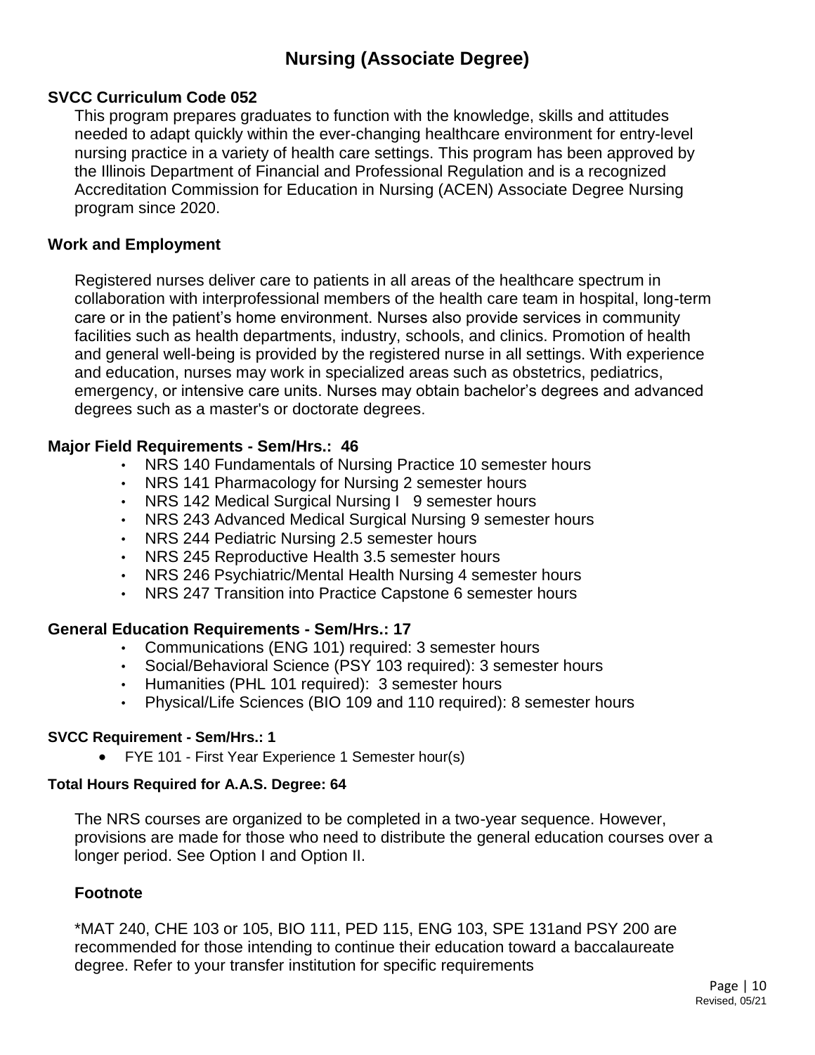# Nursing (Associate Degree)

## SVCC Curriculum Code 052

This program prepares graduates to function with the knowledge, skills and attitudes needed to adapt quickly within the ever-changing healthcare environment for entry-level nursing practice in a variety of health care settings. This program has been approved by the Illinois Department of Financial and Professional Regulation and is a recognized Accreditation Commission for Education in Nursing (ACEN) Associate Degree Nursing program since 2020.

## Work and Employment

Registered nurses deliver care to patients in all areas of the healthcare spectrum in collaboration with interprofessional members of the health care team in hospital, long-term care or in the patient's home environment. Nurses also provide services in community facilities such as health departments, industry, schools, and clinics. Promotion of health and general well-being is provided by the registered nurse in all settings. With experience and education, nurses may work in specialized areas such as obstetrics, pediatrics, emergency, or intensive care units. Nurses may obtain bachelor's degrees and advanced degrees such as a master's or doctorate degrees.

## Major Field Requirements - Sem/Hrs.: 46

- NRS 140 Fundamentals of Nursing Practice 10 semester hours
- NRS 141 Pharmacology for Nursing 2 semester hours
- NRS 142 Medical Surgical Nursing I 9 semester hours
- NRS 243 Advanced Medical Surgical Nursing 9 semester hours
- NRS 244 Pediatric Nursing 2.5 semester hours
- NRS 245 Reproductive Health 3.5 semester hours
- NRS 246 Psychiatric/Mental Health Nursing 4 semester hours
- NRS 247 Transition into Practice Capstone 6 semester hours

## General Education Requirements - Sem/Hrs.: 17

- Communications (ENG 101) required: 3 semester hours
- Social/Behavioral Science (PSY 103 required): 3 semester hours
- Humanities (PHL 101 required): 3 semester hours
- Physical/Life Sciences (BIO 109 and 110 required): 8 semester hours

### SVCC Requirement - Sem/Hrs.: 1

- FYE 101 - First Year Experience 1 Semester hour(s)

### Total Hours Required for A.A.S. Degree: 64

The NRS courses are organized to be completed in a two-year sequence. However, provisions are made for those who need to distribute the general education courses over a longer period. See Option I and Option II.

### Footnote

*MAT 240, CHE 103 or 105, BIO 111, PED 115, ENG 103, SPE 131and PSY 200 are recommended for those intending to continue their education toward a baccalaureate degree. Refer to your transfer institution for specific requirements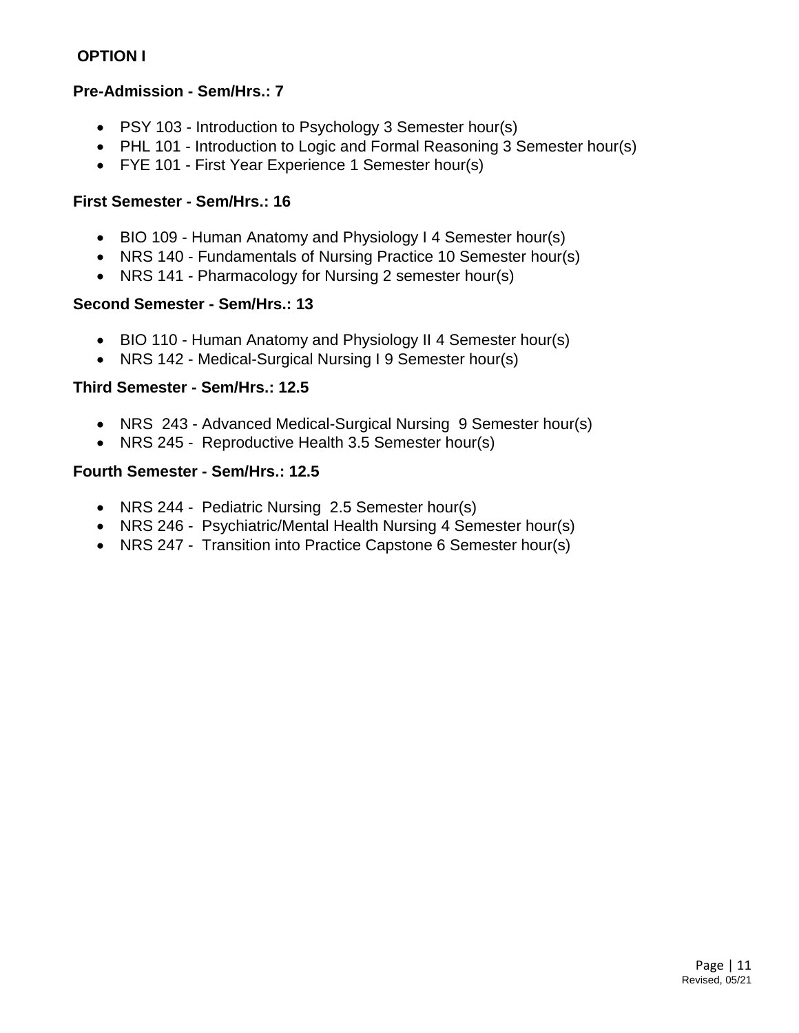**OPTION I**

**Pre-Admission - Sem/Hrs.: 7**

- PSY 103 - Introduction to Psychology 3 Semester hour(s)
- PHL 101 - Introduction to Logic and Formal Reasoning 3 Semester hour(s)
- FYE 101 - First Year Experience 1 Semester hour(s)

**First Semester - Sem/Hrs.: 16**

- BIO 109 - Human Anatomy and Physiology I 4 Semester hour(s)
- NRS 140 - Fundamentals of Nursing Practice 10 Semester hour(s)
- NRS 141 - Pharmacology for Nursing 2 semester hour(s)

**Second Semester - Sem/Hrs.: 13**

- BIO 110 - Human Anatomy and Physiology II 4 Semester hour(s)
- NRS 142 - Medical-Surgical Nursing I 9 Semester hour(s)

**Third Semester - Sem/Hrs.: 12.5**

- NRS 243 - Advanced Medical-Surgical Nursing 9 Semester hour(s)
- NRS 245 - Reproductive Health 3.5 Semester hour(s)

**Fourth Semester - Sem/Hrs.: 12.5**

- NRS 244 - Pediatric Nursing 2.5 Semester hour(s)
- NRS 246 - Psychiatric/Mental Health Nursing 4 Semester hour(s)
- NRS 247 - Transition into Practice Capstone 6 Semester hour(s)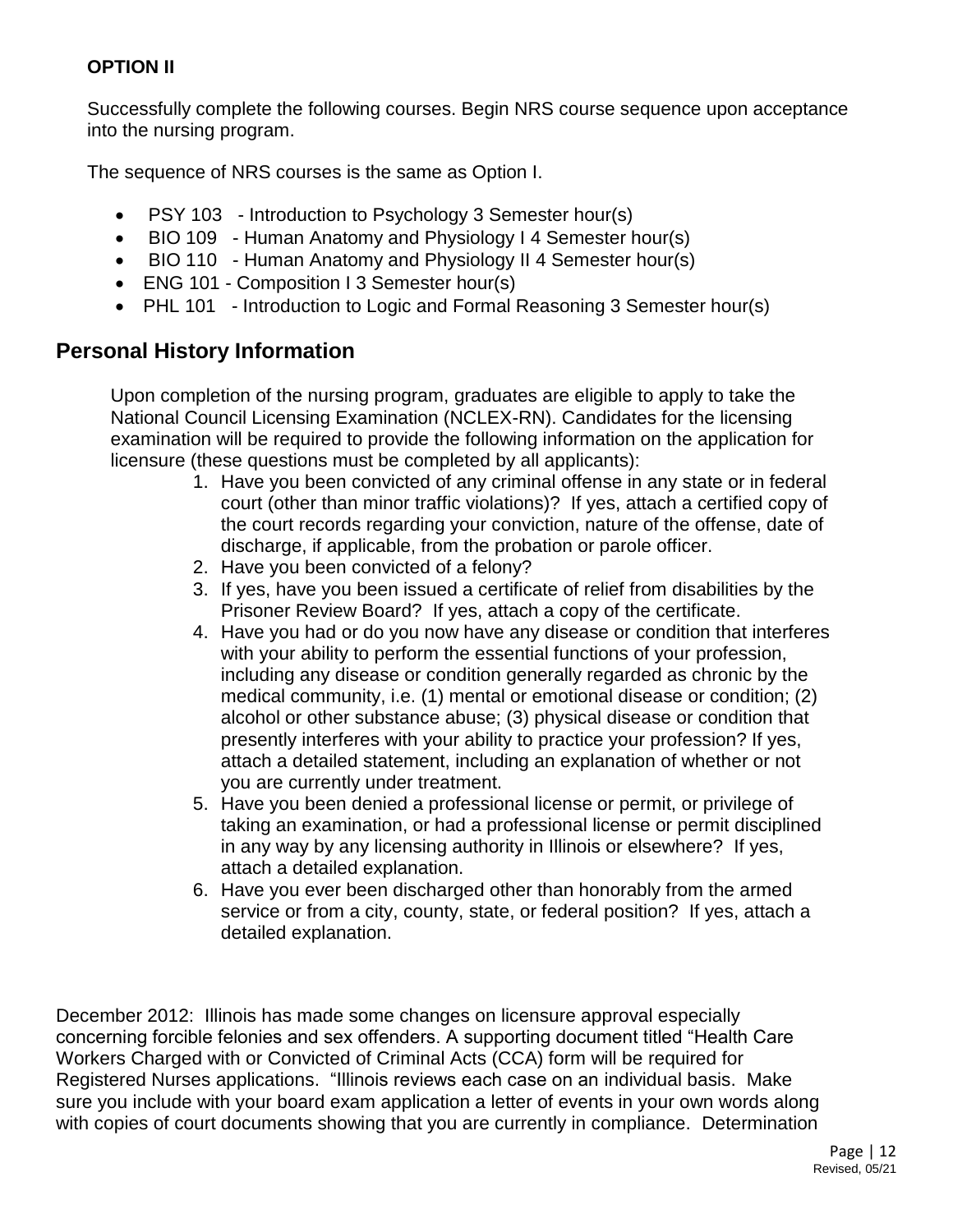**OPTION II**

Successfully complete the following courses. Begin NRS course sequence upon acceptance into the nursing program.

The sequence of NRS courses is the same as Option I.

- PSY 103 - Introduction to Psychology 3 Semester hour(s)
- BIO 109 - Human Anatomy and Physiology I 4 Semester hour(s)
- BIO 110 - Human Anatomy and Physiology II 4 Semester hour(s)
- ENG 101 - Composition I 3 Semester hour(s)
- PHL 101 - Introduction to Logic and Formal Reasoning 3 Semester hour(s)

## Personal History Information

Upon completion of the nursing program, graduates are eligible to apply to take the National Council Licensing Examination (NCLEX-RN). Candidates for the licensing examination will be required to provide the following information on the application for licensure (these questions must be completed by all applicants):

1. Have you been convicted of any criminal offense in any state or in federal court (other than minor traffic violations)? If yes, attach a certified copy of the court records regarding your conviction, nature of the offense, date of discharge, if applicable, from the probation or parole officer.
2. Have you been convicted of a felony?
3. If yes, have you been issued a certificate of relief from disabilities by the Prisoner Review Board? If yes, attach a copy of the certificate.
4. Have you had or do you now have any disease or condition that interferes with your ability to perform the essential functions of your profession, including any disease or condition generally regarded as chronic by the medical community, i.e. (1) mental or emotional disease or condition; (2) alcohol or other substance abuse; (3) physical disease or condition that presently interferes with your ability to practice your profession? If yes, attach a detailed statement, including an explanation of whether or not you are currently under treatment.
5. Have you been denied a professional license or permit, or privilege of taking an examination, or had a professional license or permit disciplined in any way by any licensing authority in Illinois or elsewhere? If yes, attach a detailed explanation.
6. Have you ever been discharged other than honorably from the armed service or from a city, county, state, or federal position? If yes, attach a detailed explanation.

December 2012: Illinois has made some changes on licensure approval especially concerning forcible felonies and sex offenders. A supporting document titled "Health Care Workers Charged with or Convicted of Criminal Acts (CCA) form will be required for Registered Nurses applications. "Illinois reviews each case on an individual basis. Make sure you include with your board exam application a letter of events in your own words along with copies of court documents showing that you are currently in compliance. Determination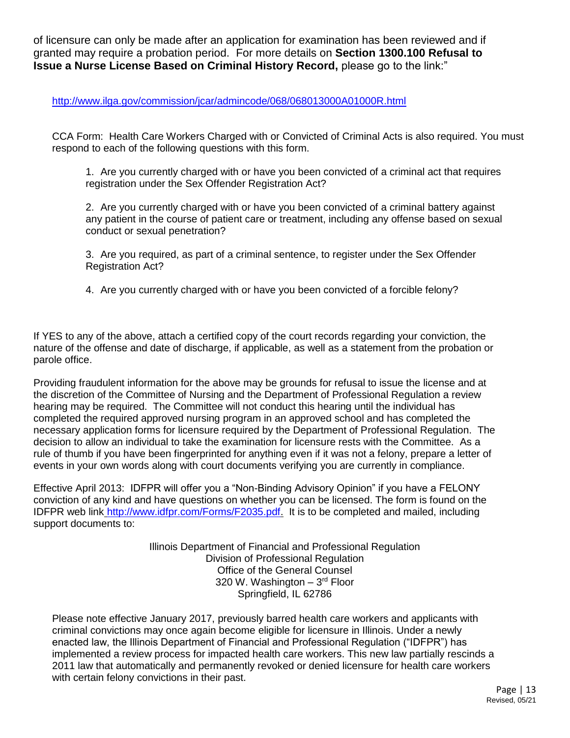of licensure can only be made after an application for examination has been reviewed and if granted may require a probation period. For more details on **Section 1300.100 Refusal to Issue a Nurse License Based on Criminal History Record,** please go to the link:"

http://www.ilga.gov/commission/jcar/admincode/068/068013000A01000R.html

CCA Form: Health Care Workers Charged with or Convicted of Criminal Acts is also required. You must respond to each of the following questions with this form.

1. Are you currently charged with or have you been convicted of a criminal act that requires registration under the Sex Offender Registration Act?

2. Are you currently charged with or have you been convicted of a criminal battery against any patient in the course of patient care or treatment, including any offense based on sexual conduct or sexual penetration?

3. Are you required, as part of a criminal sentence, to register under the Sex Offender Registration Act?

4. Are you currently charged with or have you been convicted of a forcible felony?

If YES to any of the above, attach a certified copy of the court records regarding your conviction, the nature of the offense and date of discharge, if applicable, as well as a statement from the probation or parole office.

Providing fraudulent information for the above may be grounds for refusal to issue the license and at the discretion of the Committee of Nursing and the Department of Professional Regulation a review hearing may be required. The Committee will not conduct this hearing until the individual has completed the required approved nursing program in an approved school and has completed the necessary application forms for licensure required by the Department of Professional Regulation. The decision to allow an individual to take the examination for licensure rests with the Committee. As a rule of thumb if you have been fingerprinted for anything even if it was not a felony, prepare a letter of events in your own words along with court documents verifying you are currently in compliance.

Effective April 2013: IDFPR will offer you a "Non-Binding Advisory Opinion" if you have a FELONY conviction of any kind and have questions on whether you can be licensed. The form is found on the IDFPR web link http://www.idfpr.com/Forms/F2035.pdf. It is to be completed and mailed, including support documents to:

Illinois Department of Financial and Professional Regulation
Division of Professional Regulation
Office of the General Counsel
320 W. Washington – 3rd Floor
Springfield, IL 62786

Please note effective January 2017, previously barred health care workers and applicants with criminal convictions may once again become eligible for licensure in Illinois. Under a newly enacted law, the Illinois Department of Financial and Professional Regulation ("IDFPR") has implemented a review process for impacted health care workers. This new law partially rescinds a 2011 law that automatically and permanently revoked or denied licensure for health care workers with certain felony convictions in their past.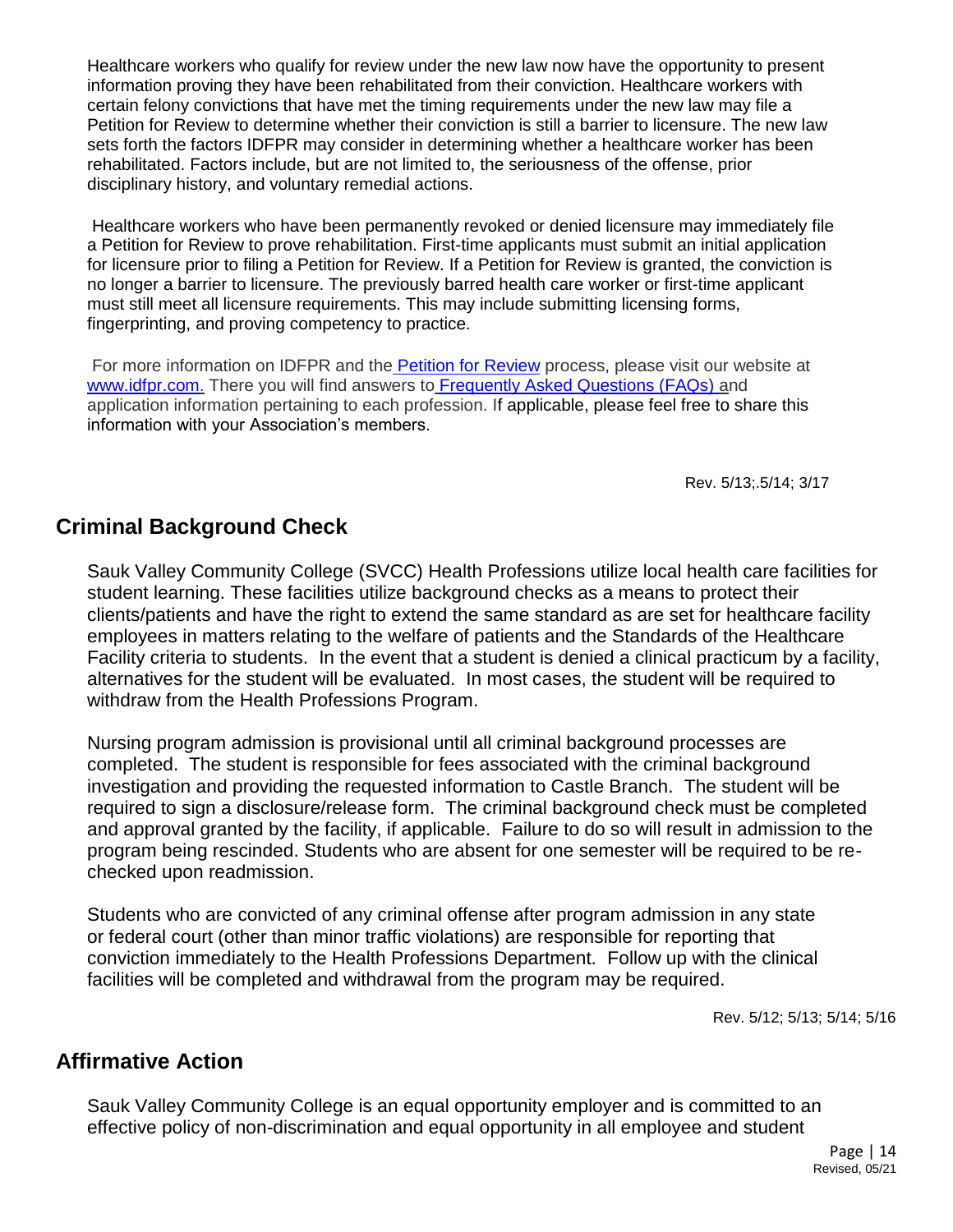Healthcare workers who qualify for review under the new law now have the opportunity to present information proving they have been rehabilitated from their conviction. Healthcare workers with certain felony convictions that have met the timing requirements under the new law may file a Petition for Review to determine whether their conviction is still a barrier to licensure. The new law sets forth the factors IDFPR may consider in determining whether a healthcare worker has been rehabilitated. Factors include, but are not limited to, the seriousness of the offense, prior disciplinary history, and voluntary remedial actions.

Healthcare workers who have been permanently revoked or denied licensure may immediately file a Petition for Review to prove rehabilitation. First-time applicants must submit an initial application for licensure prior to filing a Petition for Review. If a Petition for Review is granted, the conviction is no longer a barrier to licensure. The previously barred health care worker or first-time applicant must still meet all licensure requirements. This may include submitting licensing forms, fingerprinting, and proving competency to practice.

For more information on IDFPR and the Petition for Review process, please visit our website at www.idfpr.com. There you will find answers to Frequently Asked Questions (FAQs) and application information pertaining to each profession. If applicable, please feel free to share this information with your Association's members.

Rev. 5/13;.5/14; 3/17

## Criminal Background Check

Sauk Valley Community College (SVCC) Health Professions utilize local health care facilities for student learning. These facilities utilize background checks as a means to protect their clients/patients and have the right to extend the same standard as are set for healthcare facility employees in matters relating to the welfare of patients and the Standards of the Healthcare Facility criteria to students. In the event that a student is denied a clinical practicum by a facility, alternatives for the student will be evaluated. In most cases, the student will be required to withdraw from the Health Professions Program.

Nursing program admission is provisional until all criminal background processes are completed. The student is responsible for fees associated with the criminal background investigation and providing the requested information to Castle Branch. The student will be required to sign a disclosure/release form. The criminal background check must be completed and approval granted by the facility, if applicable. Failure to do so will result in admission to the program being rescinded. Students who are absent for one semester will be required to be re-checked upon readmission.

Students who are convicted of any criminal offense after program admission in any state or federal court (other than minor traffic violations) are responsible for reporting that conviction immediately to the Health Professions Department. Follow up with the clinical facilities will be completed and withdrawal from the program may be required.

Rev. 5/12; 5/13; 5/14; 5/16

## Affirmative Action

Sauk Valley Community College is an equal opportunity employer and is committed to an effective policy of non-discrimination and equal opportunity in all employee and student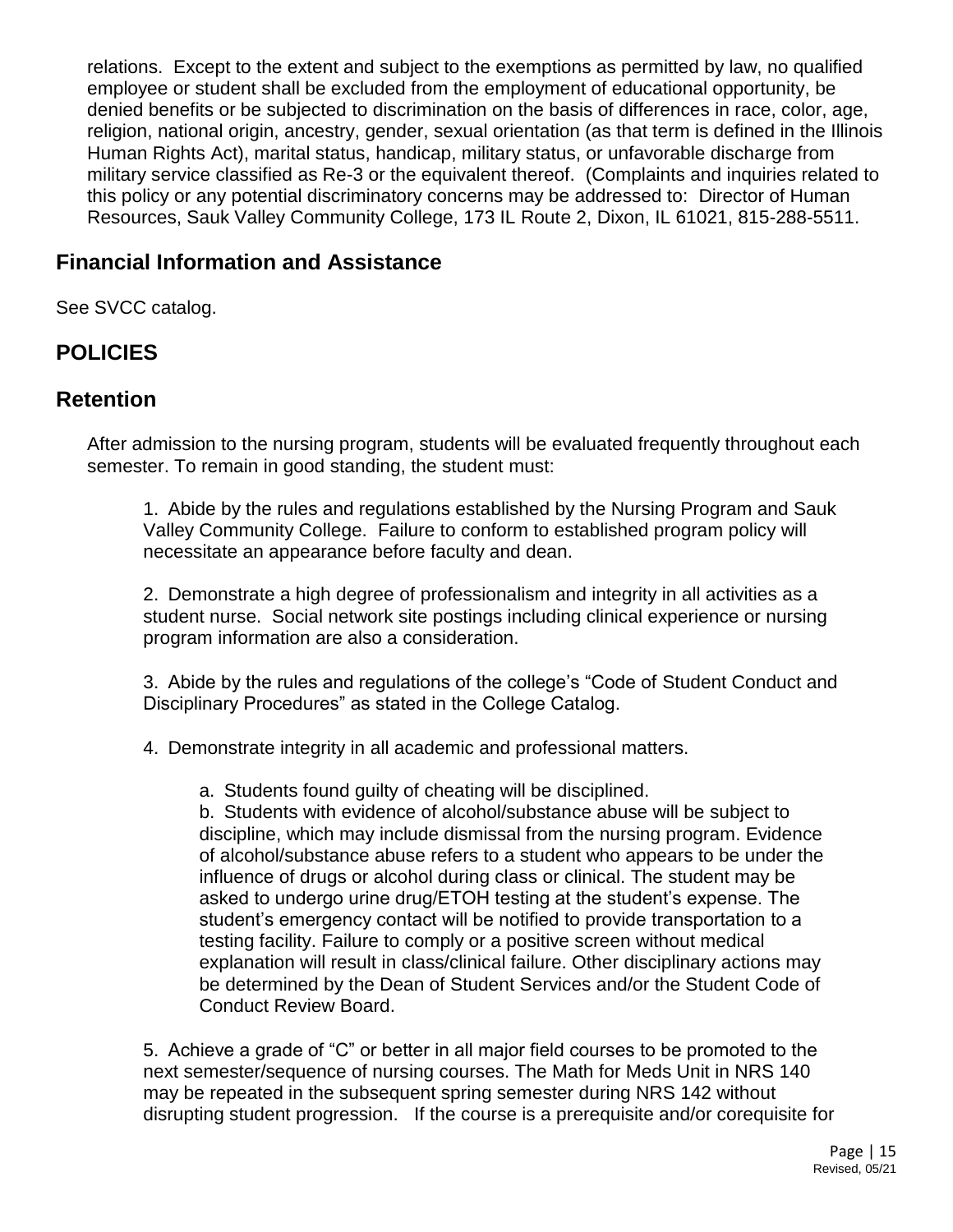relations. Except to the extent and subject to the exemptions as permitted by law, no qualified employee or student shall be excluded from the employment of educational opportunity, be denied benefits or be subjected to discrimination on the basis of differences in race, color, age, religion, national origin, ancestry, gender, sexual orientation (as that term is defined in the Illinois Human Rights Act), marital status, handicap, military status, or unfavorable discharge from military service classified as Re-3 or the equivalent thereof. (Complaints and inquiries related to this policy or any potential discriminatory concerns may be addressed to: Director of Human Resources, Sauk Valley Community College, 173 IL Route 2, Dixon, IL 61021, 815-288-5511.

## Financial Information and Assistance

See SVCC catalog.

## POLICIES

## Retention

After admission to the nursing program, students will be evaluated frequently throughout each semester. To remain in good standing, the student must:

1. Abide by the rules and regulations established by the Nursing Program and Sauk Valley Community College. Failure to conform to established program policy will necessitate an appearance before faculty and dean.

2. Demonstrate a high degree of professionalism and integrity in all activities as a student nurse. Social network site postings including clinical experience or nursing program information are also a consideration.

3. Abide by the rules and regulations of the college's "Code of Student Conduct and Disciplinary Procedures" as stated in the College Catalog.

4. Demonstrate integrity in all academic and professional matters.

   a. Students found guilty of cheating will be disciplined.

   b. Students with evidence of alcohol/substance abuse will be subject to discipline, which may include dismissal from the nursing program. Evidence of alcohol/substance abuse refers to a student who appears to be under the influence of drugs or alcohol during class or clinical. The student may be asked to undergo urine drug/ETOH testing at the student's expense. The student's emergency contact will be notified to provide transportation to a testing facility. Failure to comply or a positive screen without medical explanation will result in class/clinical failure. Other disciplinary actions may be determined by the Dean of Student Services and/or the Student Code of Conduct Review Board.

5. Achieve a grade of "C" or better in all major field courses to be promoted to the next semester/sequence of nursing courses. The Math for Meds Unit in NRS 140 may be repeated in the subsequent spring semester during NRS 142 without disrupting student progression. If the course is a prerequisite and/or corequisite for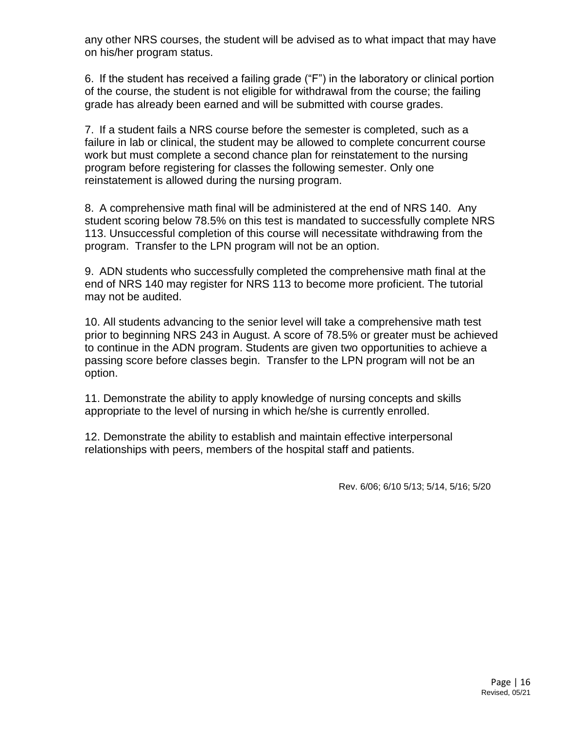any other NRS courses, the student will be advised as to what impact that may have on his/her program status.

6. If the student has received a failing grade ("F") in the laboratory or clinical portion of the course, the student is not eligible for withdrawal from the course; the failing grade has already been earned and will be submitted with course grades.

7. If a student fails a NRS course before the semester is completed, such as a failure in lab or clinical, the student may be allowed to complete concurrent course work but must complete a second chance plan for reinstatement to the nursing program before registering for classes the following semester. Only one reinstatement is allowed during the nursing program.

8. A comprehensive math final will be administered at the end of NRS 140. Any student scoring below 78.5% on this test is mandated to successfully complete NRS 113. Unsuccessful completion of this course will necessitate withdrawing from the program. Transfer to the LPN program will not be an option.

9. ADN students who successfully completed the comprehensive math final at the end of NRS 140 may register for NRS 113 to become more proficient. The tutorial may not be audited.

10. All students advancing to the senior level will take a comprehensive math test prior to beginning NRS 243 in August. A score of 78.5% or greater must be achieved to continue in the ADN program. Students are given two opportunities to achieve a passing score before classes begin. Transfer to the LPN program will not be an option.

11. Demonstrate the ability to apply knowledge of nursing concepts and skills appropriate to the level of nursing in which he/she is currently enrolled.

12. Demonstrate the ability to establish and maintain effective interpersonal relationships with peers, members of the hospital staff and patients.

Rev. 6/06; 6/10 5/13; 5/14, 5/16; 5/20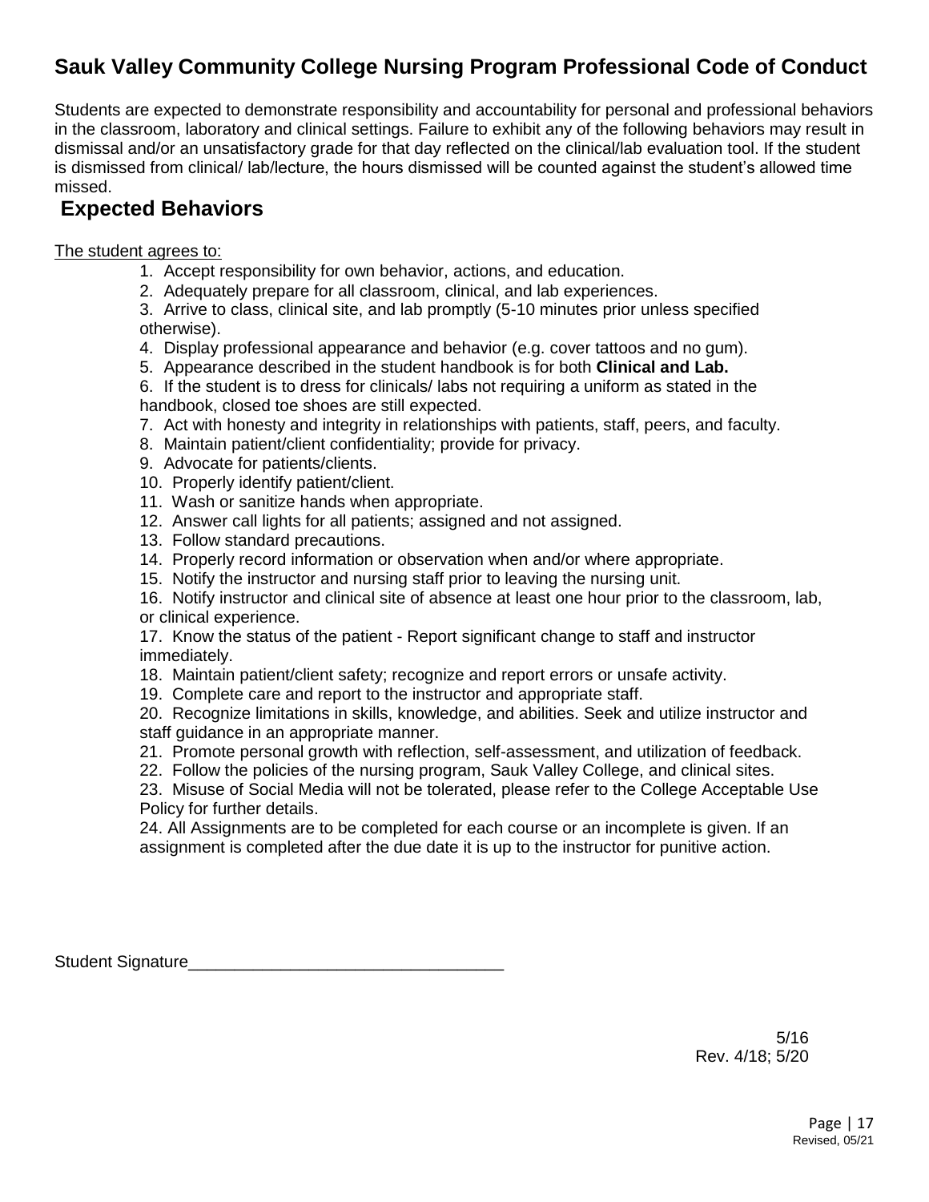# Sauk Valley Community College Nursing Program Professional Code of Conduct

Students are expected to demonstrate responsibility and accountability for personal and professional behaviors in the classroom, laboratory and clinical settings. Failure to exhibit any of the following behaviors may result in dismissal and/or an unsatisfactory grade for that day reflected on the clinical/lab evaluation tool. If the student is dismissed from clinical/ lab/lecture, the hours dismissed will be counted against the student's allowed time missed.

## Expected Behaviors

The student agrees to:

1. Accept responsibility for own behavior, actions, and education.
2. Adequately prepare for all classroom, clinical, and lab experiences.
3. Arrive to class, clinical site, and lab promptly (5-10 minutes prior unless specified otherwise).
4. Display professional appearance and behavior (e.g. cover tattoos and no gum).
5. Appearance described in the student handbook is for both **Clinical and Lab.**
6. If the student is to dress for clinicals/ labs not requiring a uniform as stated in the handbook, closed toe shoes are still expected.
7. Act with honesty and integrity in relationships with patients, staff, peers, and faculty.
8. Maintain patient/client confidentiality; provide for privacy.
9. Advocate for patients/clients.
10. Properly identify patient/client.
11. Wash or sanitize hands when appropriate.
12. Answer call lights for all patients; assigned and not assigned.
13. Follow standard precautions.
14. Properly record information or observation when and/or where appropriate.
15. Notify the instructor and nursing staff prior to leaving the nursing unit.
16. Notify instructor and clinical site of absence at least one hour prior to the classroom, lab, or clinical experience.
17. Know the status of the patient - Report significant change to staff and instructor immediately.
18. Maintain patient/client safety; recognize and report errors or unsafe activity.
19. Complete care and report to the instructor and appropriate staff.
20. Recognize limitations in skills, knowledge, and abilities. Seek and utilize instructor and staff guidance in an appropriate manner.
21. Promote personal growth with reflection, self-assessment, and utilization of feedback.
22. Follow the policies of the nursing program, Sauk Valley College, and clinical sites.
23. Misuse of Social Media will not be tolerated, please refer to the College Acceptable Use Policy for further details.
24. All Assignments are to be completed for each course or an incomplete is given. If an assignment is completed after the due date it is up to the instructor for punitive action.

Student Signature_________________________________

5/16
Rev. 4/18; 5/20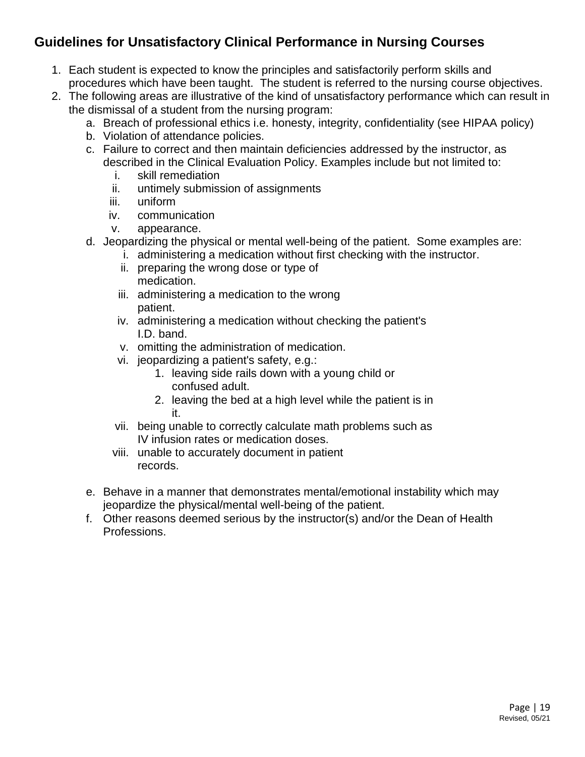## Guidelines for Unsatisfactory Clinical Performance in Nursing Courses

1. Each student is expected to know the principles and satisfactorily perform skills and procedures which have been taught. The student is referred to the nursing course objectives.
2. The following areas are illustrative of the kind of unsatisfactory performance which can result in the dismissal of a student from the nursing program:
   a. Breach of professional ethics i.e. honesty, integrity, confidentiality (see HIPAA policy)
   b. Violation of attendance policies.
   c. Failure to correct and then maintain deficiencies addressed by the instructor, as described in the Clinical Evaluation Policy. Examples include but not limited to:
      i. skill remediation
      ii. untimely submission of assignments
      iii. uniform
      iv. communication
      v. appearance.
   d. Jeopardizing the physical or mental well-being of the patient. Some examples are:
      i. administering a medication without first checking with the instructor.
      ii. preparing the wrong dose or type of medication.
      iii. administering a medication to the wrong patient.
      iv. administering a medication without checking the patient's I.D. band.
      v. omitting the administration of medication.
      vi. jeopardizing a patient's safety, e.g.:
         1. leaving side rails down with a young child or confused adult.
         2. leaving the bed at a high level while the patient is in it.
      vii. being unable to correctly calculate math problems such as IV infusion rates or medication doses.
      viii. unable to accurately document in patient records.
   e. Behave in a manner that demonstrates mental/emotional instability which may jeopardize the physical/mental well-being of the patient.
   f. Other reasons deemed serious by the instructor(s) and/or the Dean of Health Professions.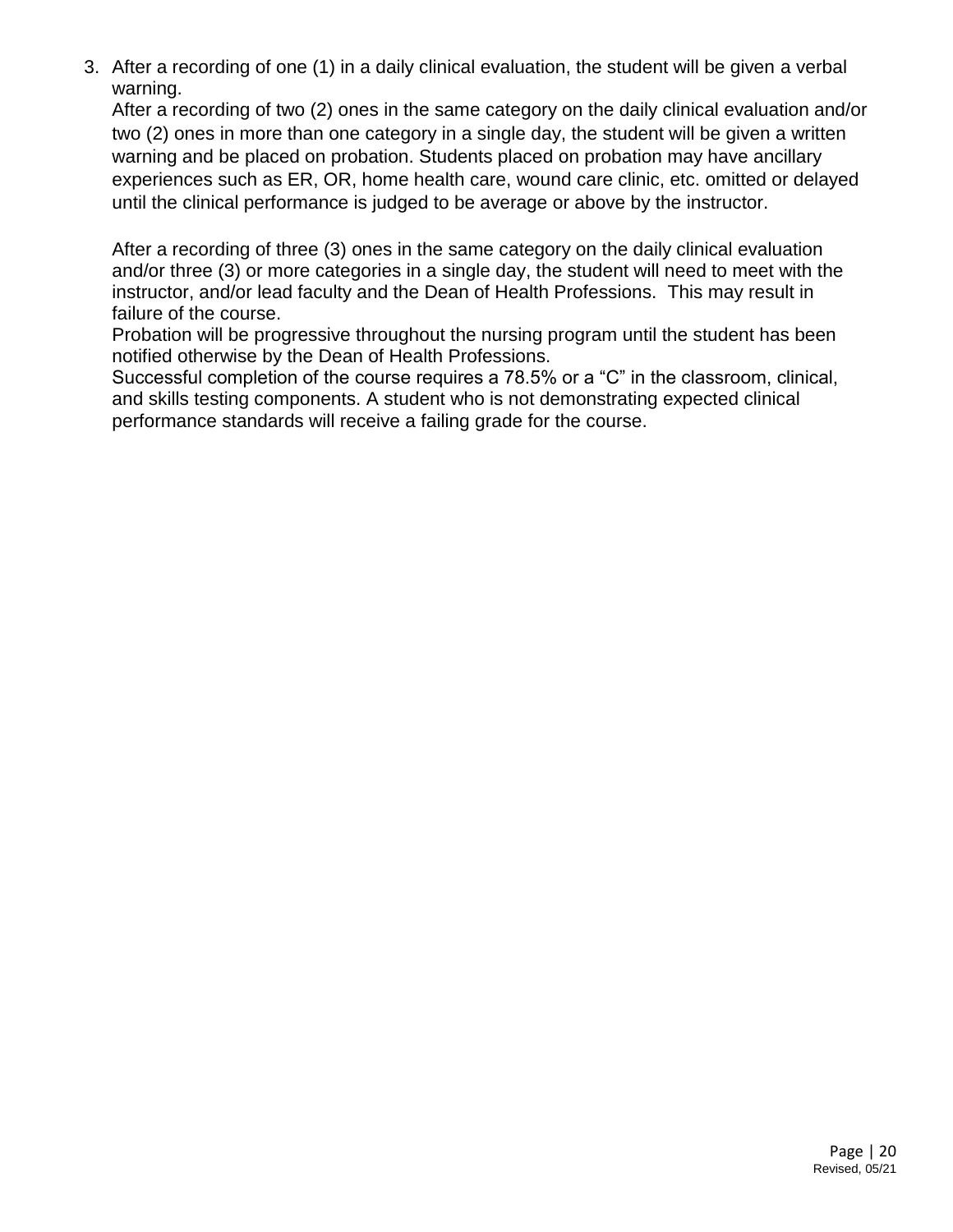3. After a recording of one (1) in a daily clinical evaluation, the student will be given a verbal warning.

   After a recording of two (2) ones in the same category on the daily clinical evaluation and/or two (2) ones in more than one category in a single day, the student will be given a written warning and be placed on probation. Students placed on probation may have ancillary experiences such as ER, OR, home health care, wound care clinic, etc. omitted or delayed until the clinical performance is judged to be average or above by the instructor.

   After a recording of three (3) ones in the same category on the daily clinical evaluation and/or three (3) or more categories in a single day, the student will need to meet with the instructor, and/or lead faculty and the Dean of Health Professions. This may result in failure of the course.

   Probation will be progressive throughout the nursing program until the student has been notified otherwise by the Dean of Health Professions.

   Successful completion of the course requires a 78.5% or a "C" in the classroom, clinical, and skills testing components. A student who is not demonstrating expected clinical performance standards will receive a failing grade for the course.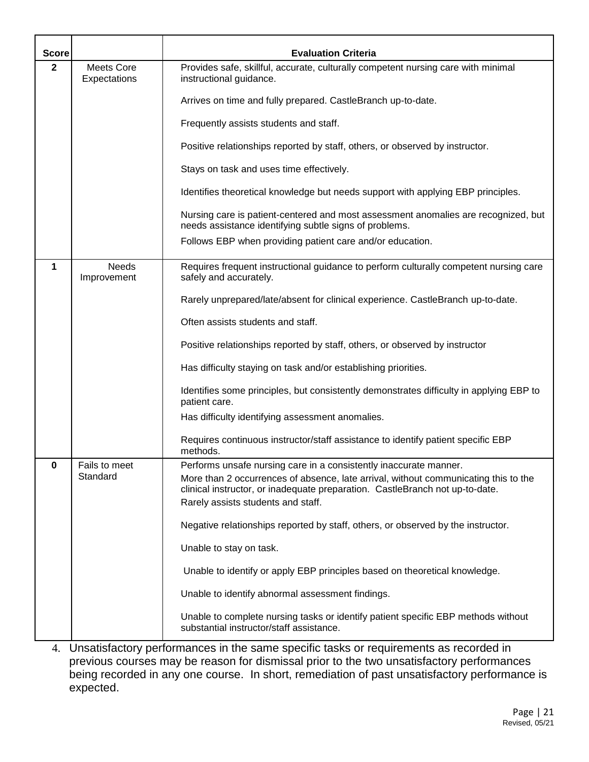| Score | | Evaluation Criteria |
|---|---|---|
| 2 | Meets Core Expectations | Provides safe, skillful, accurate, culturally competent nursing care with minimal instructional guidance.<br><br>Arrives on time and fully prepared. CastleBranch up-to-date.<br><br>Frequently assists students and staff.<br><br>Positive relationships reported by staff, others, or observed by instructor.<br><br>Stays on task and uses time effectively.<br><br>Identifies theoretical knowledge but needs support with applying EBP principles.<br><br>Nursing care is patient-centered and most assessment anomalies are recognized, but needs assistance identifying subtle signs of problems.<br>Follows EBP when providing patient care and/or education. |
| 1 | Needs Improvement | Requires frequent instructional guidance to perform culturally competent nursing care safely and accurately.<br><br>Rarely unprepared/late/absent for clinical experience. CastleBranch up-to-date.<br><br>Often assists students and staff.<br><br>Positive relationships reported by staff, others, or observed by instructor<br><br>Has difficulty staying on task and/or establishing priorities.<br><br>Identifies some principles, but consistently demonstrates difficulty in applying EBP to patient care.<br>Has difficulty identifying assessment anomalies.<br><br>Requires continuous instructor/staff assistance to identify patient specific EBP methods. |
| 0 | Fails to meet Standard | Performs unsafe nursing care in a consistently inaccurate manner.<br>More than 2 occurrences of absence, late arrival, without communicating this to the clinical instructor, or inadequate preparation. CastleBranch not up-to-date.<br>Rarely assists students and staff.<br><br>Negative relationships reported by staff, others, or observed by the instructor.<br><br>Unable to stay on task.<br><br>Unable to identify or apply EBP principles based on theoretical knowledge.<br><br>Unable to identify abnormal assessment findings.<br><br>Unable to complete nursing tasks or identify patient specific EBP methods without substantial instructor/staff assistance. |

4. Unsatisfactory performances in the same specific tasks or requirements as recorded in previous courses may be reason for dismissal prior to the two unsatisfactory performances being recorded in any one course. In short, remediation of past unsatisfactory performance is expected.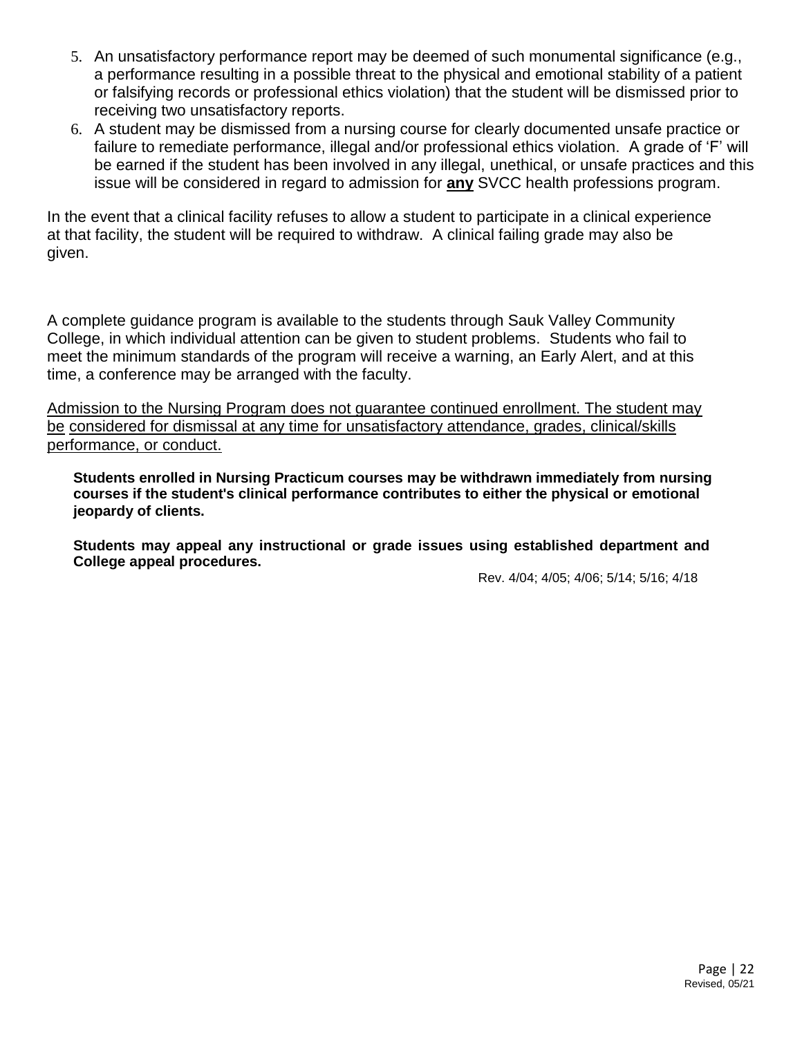5. An unsatisfactory performance report may be deemed of such monumental significance (e.g., a performance resulting in a possible threat to the physical and emotional stability of a patient or falsifying records or professional ethics violation) that the student will be dismissed prior to receiving two unsatisfactory reports.
6. A student may be dismissed from a nursing course for clearly documented unsafe practice or failure to remediate performance, illegal and/or professional ethics violation. A grade of 'F' will be earned if the student has been involved in any illegal, unethical, or unsafe practices and this issue will be considered in regard to admission for **<u>any</u>** SVCC health professions program.

In the event that a clinical facility refuses to allow a student to participate in a clinical experience at that facility, the student will be required to withdraw. A clinical failing grade may also be given.

A complete guidance program is available to the students through Sauk Valley Community College, in which individual attention can be given to student problems. Students who fail to meet the minimum standards of the program will receive a warning, an Early Alert, and at this time, a conference may be arranged with the faculty.

<u>Admission to the Nursing Program does not guarantee continued enrollment. The student may be considered for dismissal at any time for unsatisfactory attendance, grades, clinical/skills performance, or conduct.</u>

**Students enrolled in Nursing Practicum courses may be withdrawn immediately from nursing courses if the student's clinical performance contributes to either the physical or emotional jeopardy of clients.**

**Students may appeal any instructional or grade issues using established department and College appeal procedures.**

Rev. 4/04; 4/05; 4/06; 5/14; 5/16; 4/18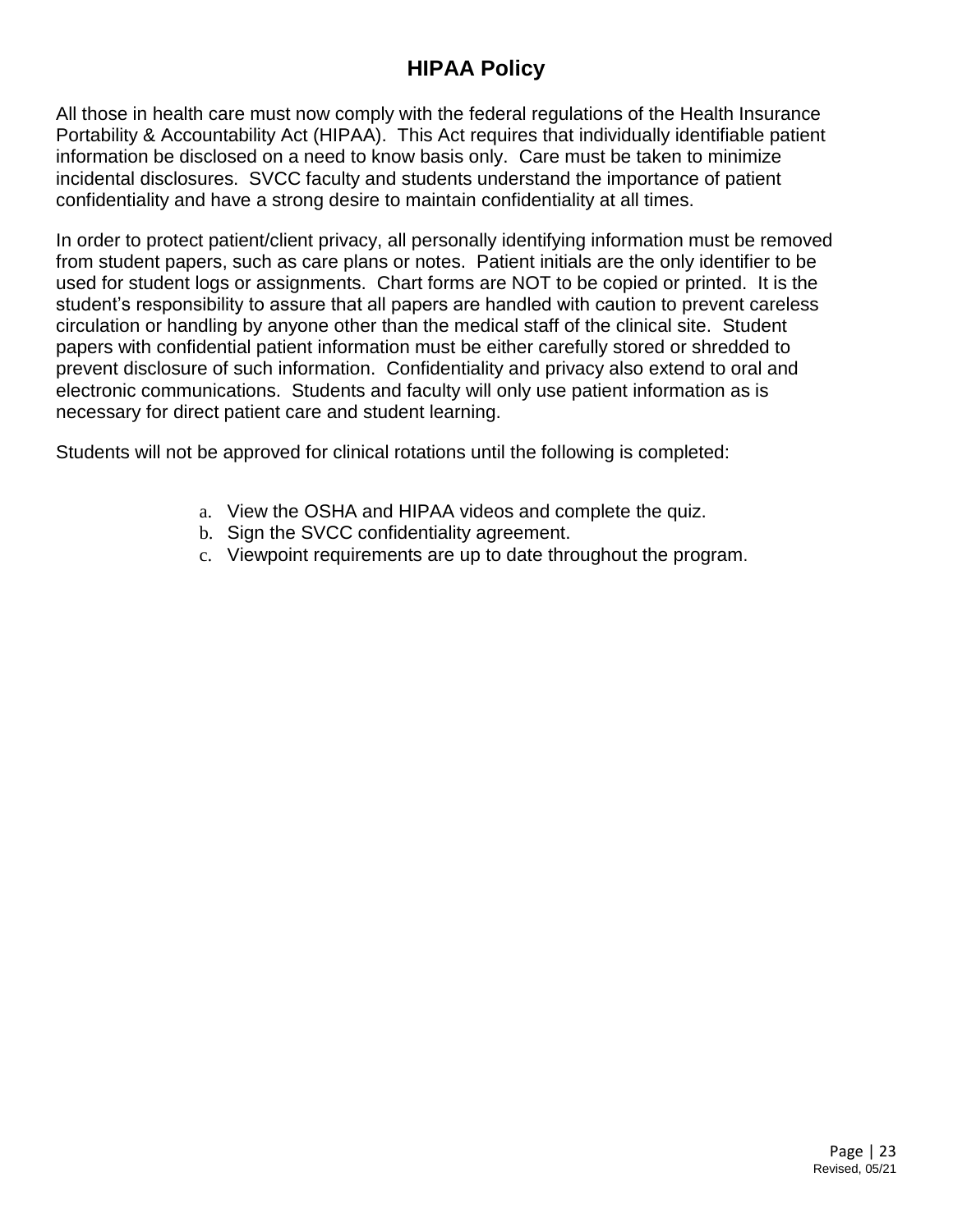# HIPAA Policy

All those in health care must now comply with the federal regulations of the Health Insurance Portability & Accountability Act (HIPAA). This Act requires that individually identifiable patient information be disclosed on a need to know basis only. Care must be taken to minimize incidental disclosures. SVCC faculty and students understand the importance of patient confidentiality and have a strong desire to maintain confidentiality at all times.

In order to protect patient/client privacy, all personally identifying information must be removed from student papers, such as care plans or notes. Patient initials are the only identifier to be used for student logs or assignments. Chart forms are NOT to be copied or printed. It is the student's responsibility to assure that all papers are handled with caution to prevent careless circulation or handling by anyone other than the medical staff of the clinical site. Student papers with confidential patient information must be either carefully stored or shredded to prevent disclosure of such information. Confidentiality and privacy also extend to oral and electronic communications. Students and faculty will only use patient information as is necessary for direct patient care and student learning.

Students will not be approved for clinical rotations until the following is completed:

a. View the OSHA and HIPAA videos and complete the quiz.
b. Sign the SVCC confidentiality agreement.
c. Viewpoint requirements are up to date throughout the program.

Revised, 05/21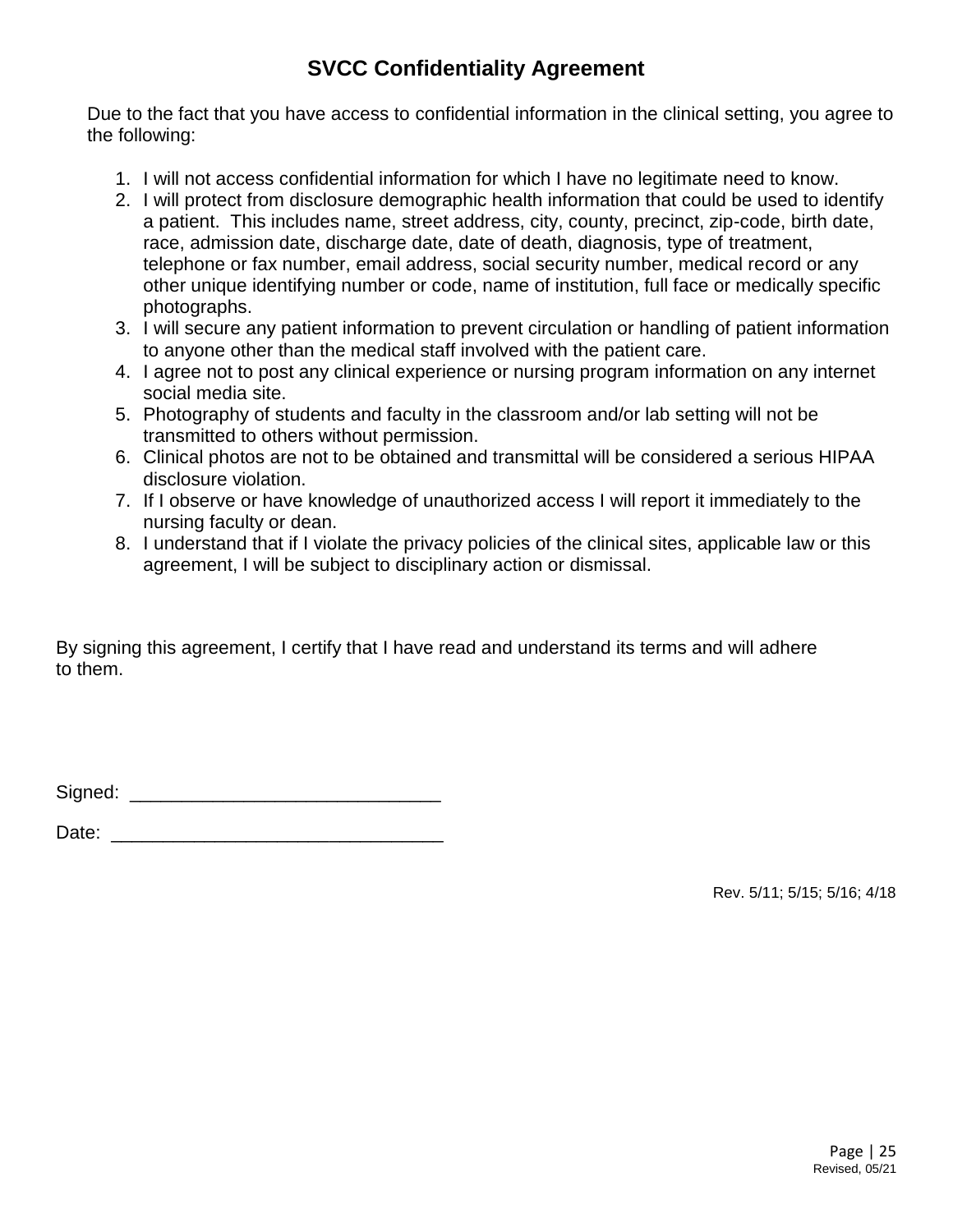# SVCC Confidentiality Agreement

Due to the fact that you have access to confidential information in the clinical setting, you agree to the following:

1. I will not access confidential information for which I have no legitimate need to know.
2. I will protect from disclosure demographic health information that could be used to identify a patient. This includes name, street address, city, county, precinct, zip-code, birth date, race, admission date, discharge date, date of death, diagnosis, type of treatment, telephone or fax number, email address, social security number, medical record or any other unique identifying number or code, name of institution, full face or medically specific photographs.
3. I will secure any patient information to prevent circulation or handling of patient information to anyone other than the medical staff involved with the patient care.
4. I agree not to post any clinical experience or nursing program information on any internet social media site.
5. Photography of students and faculty in the classroom and/or lab setting will not be transmitted to others without permission.
6. Clinical photos are not to be obtained and transmittal will be considered a serious HIPAA disclosure violation.
7. If I observe or have knowledge of unauthorized access I will report it immediately to the nursing faculty or dean.
8. I understand that if I violate the privacy policies of the clinical sites, applicable law or this agreement, I will be subject to disciplinary action or dismissal.

By signing this agreement, I certify that I have read and understand its terms and will adhere to them.

Signed: ______________________________

Date: ________________________________

Rev. 5/11; 5/15; 5/16; 4/18

Revised, 05/21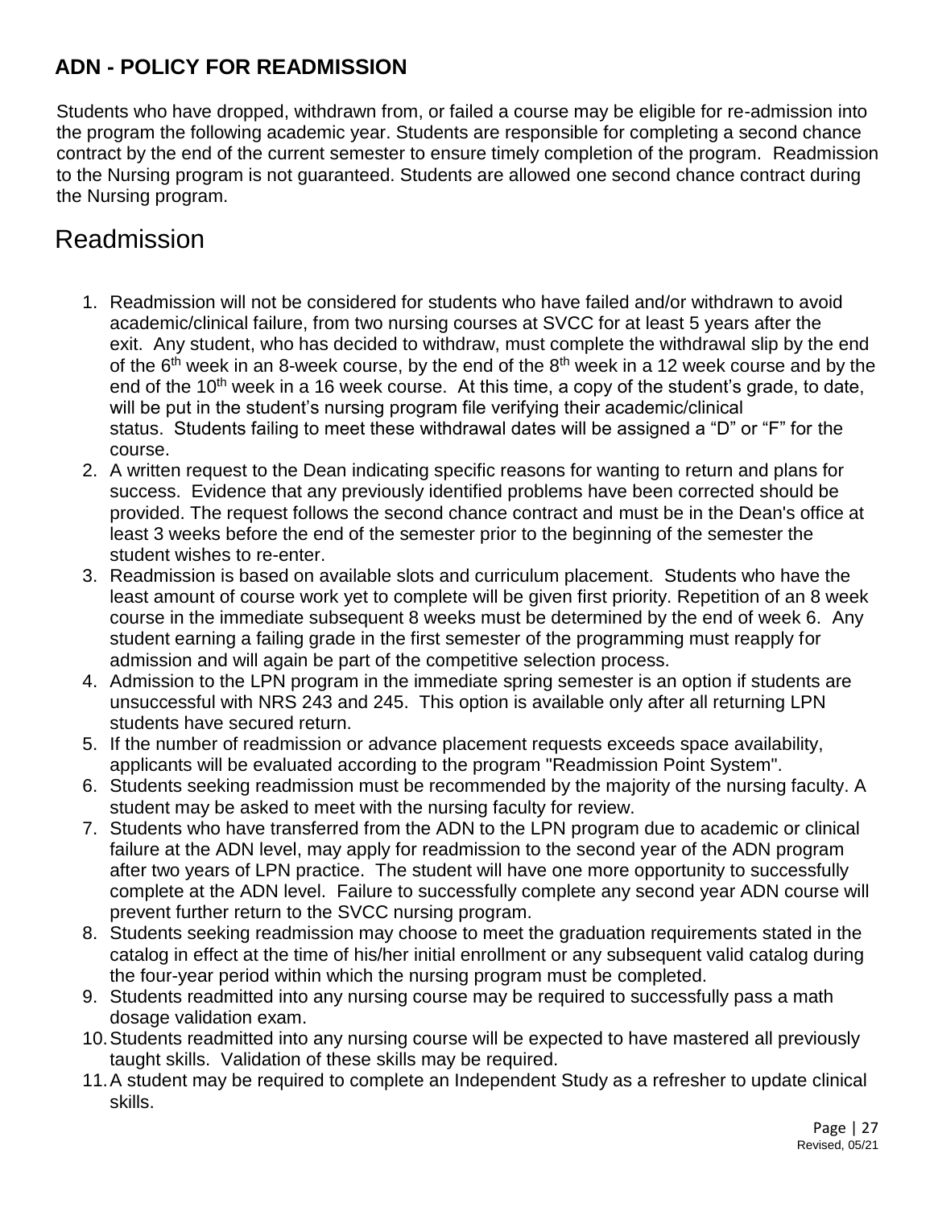## ADN - POLICY FOR READMISSION

Students who have dropped, withdrawn from, or failed a course may be eligible for re-admission into the program the following academic year. Students are responsible for completing a second chance contract by the end of the current semester to ensure timely completion of the program. Readmission to the Nursing program is not guaranteed. Students are allowed one second chance contract during the Nursing program.

# Readmission

1. Readmission will not be considered for students who have failed and/or withdrawn to avoid academic/clinical failure, from two nursing courses at SVCC for at least 5 years after the exit. Any student, who has decided to withdraw, must complete the withdrawal slip by the end of the 6th week in an 8-week course, by the end of the 8th week in a 12 week course and by the end of the 10th week in a 16 week course. At this time, a copy of the student's grade, to date, will be put in the student's nursing program file verifying their academic/clinical status. Students failing to meet these withdrawal dates will be assigned a "D" or "F" for the course.
2. A written request to the Dean indicating specific reasons for wanting to return and plans for success. Evidence that any previously identified problems have been corrected should be provided. The request follows the second chance contract and must be in the Dean's office at least 3 weeks before the end of the semester prior to the beginning of the semester the student wishes to re-enter.
3. Readmission is based on available slots and curriculum placement. Students who have the least amount of course work yet to complete will be given first priority. Repetition of an 8 week course in the immediate subsequent 8 weeks must be determined by the end of week 6. Any student earning a failing grade in the first semester of the programming must reapply for admission and will again be part of the competitive selection process.
4. Admission to the LPN program in the immediate spring semester is an option if students are unsuccessful with NRS 243 and 245. This option is available only after all returning LPN students have secured return.
5. If the number of readmission or advance placement requests exceeds space availability, applicants will be evaluated according to the program "Readmission Point System".
6. Students seeking readmission must be recommended by the majority of the nursing faculty. A student may be asked to meet with the nursing faculty for review.
7. Students who have transferred from the ADN to the LPN program due to academic or clinical failure at the ADN level, may apply for readmission to the second year of the ADN program after two years of LPN practice. The student will have one more opportunity to successfully complete at the ADN level. Failure to successfully complete any second year ADN course will prevent further return to the SVCC nursing program.
8. Students seeking readmission may choose to meet the graduation requirements stated in the catalog in effect at the time of his/her initial enrollment or any subsequent valid catalog during the four-year period within which the nursing program must be completed.
9. Students readmitted into any nursing course may be required to successfully pass a math dosage validation exam.
10. Students readmitted into any nursing course will be expected to have mastered all previously taught skills. Validation of these skills may be required.
11. A student may be required to complete an Independent Study as a refresher to update clinical skills.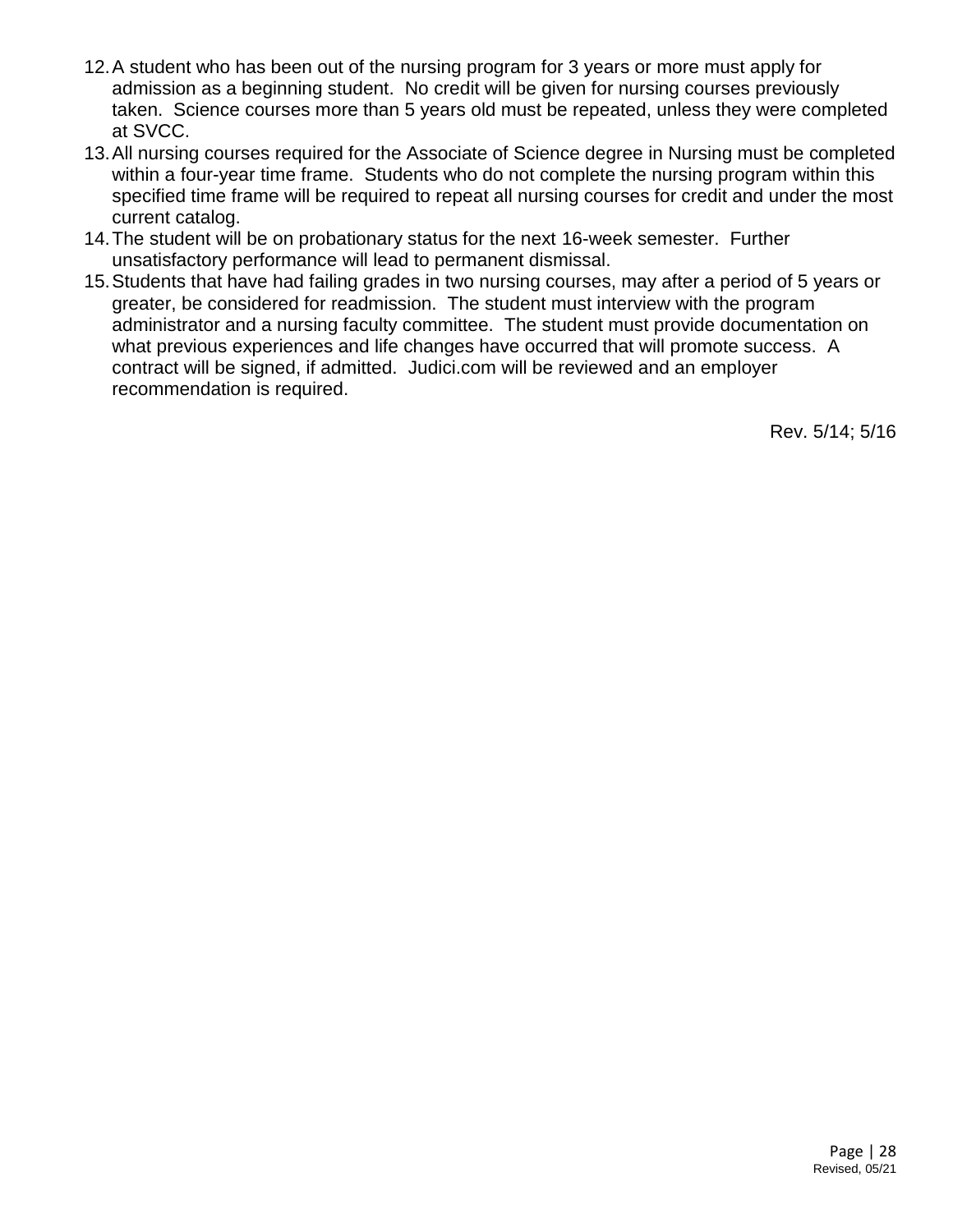12. A student who has been out of the nursing program for 3 years or more must apply for admission as a beginning student. No credit will be given for nursing courses previously taken. Science courses more than 5 years old must be repeated, unless they were completed at SVCC.
13. All nursing courses required for the Associate of Science degree in Nursing must be completed within a four-year time frame. Students who do not complete the nursing program within this specified time frame will be required to repeat all nursing courses for credit and under the most current catalog.
14. The student will be on probationary status for the next 16-week semester. Further unsatisfactory performance will lead to permanent dismissal.
15. Students that have had failing grades in two nursing courses, may after a period of 5 years or greater, be considered for readmission. The student must interview with the program administrator and a nursing faculty committee. The student must provide documentation on what previous experiences and life changes have occurred that will promote success. A contract will be signed, if admitted. Judici.com will be reviewed and an employer recommendation is required.

Rev. 5/14; 5/16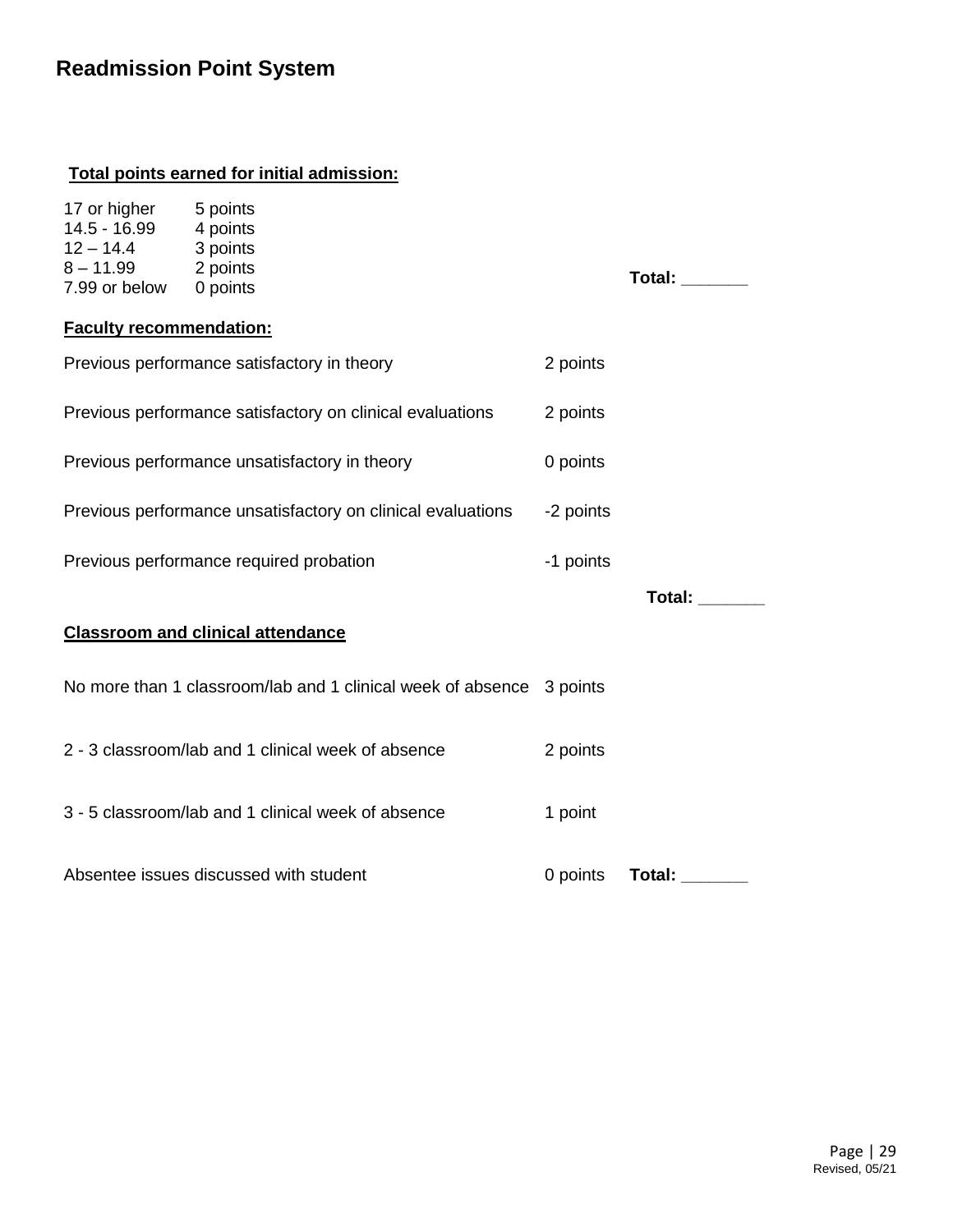# Readmission Point System

**Total points earned for initial admission:**

| | |
|---|---|
| 17 or higher | 5 points |
| 14.5 - 16.99 | 4 points |
| 12 – 14.4 | 3 points |
| 8 – 11.99 | 2 points |
| 7.99 or below | 0 points |

**Total: _______**

**Faculty recommendation:**

| | |
|---|---|
| Previous performance satisfactory in theory | 2 points |
| Previous performance satisfactory on clinical evaluations | 2 points |
| Previous performance unsatisfactory in theory | 0 points |
| Previous performance unsatisfactory on clinical evaluations | -2 points |
| Previous performance required probation | -1 points |

**Total: _______**

**Classroom and clinical attendance**

| | |
|---|---|
| No more than 1 classroom/lab and 1 clinical week of absence | 3 points |
| 2 - 3 classroom/lab and 1 clinical week of absence | 2 points |
| 3 - 5 classroom/lab and 1 clinical week of absence | 1 point |
| Absentee issues discussed with student | 0 points |

**Total: _______**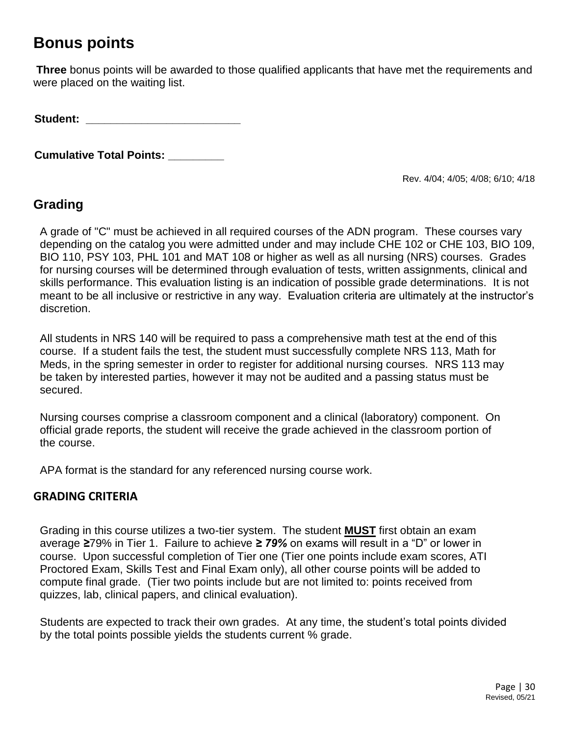# Bonus points

**Three** bonus points will be awarded to those qualified applicants that have met the requirements and were placed on the waiting list.

**Student: \_\_\_\_\_\_\_\_\_\_\_\_\_\_\_\_\_\_\_\_\_\_\_\_\_**

**Cumulative Total Points: \_\_\_\_\_\_\_\_\_**

Rev. 4/04; 4/05; 4/08; 6/10; 4/18

## Grading

A grade of "C" must be achieved in all required courses of the ADN program. These courses vary depending on the catalog you were admitted under and may include CHE 102 or CHE 103, BIO 109, BIO 110, PSY 103, PHL 101 and MAT 108 or higher as well as all nursing (NRS) courses. Grades for nursing courses will be determined through evaluation of tests, written assignments, clinical and skills performance. This evaluation listing is an indication of possible grade determinations. It is not meant to be all inclusive or restrictive in any way. Evaluation criteria are ultimately at the instructor's discretion.

All students in NRS 140 will be required to pass a comprehensive math test at the end of this course. If a student fails the test, the student must successfully complete NRS 113, Math for Meds, in the spring semester in order to register for additional nursing courses. NRS 113 may be taken by interested parties, however it may not be audited and a passing status must be secured.

Nursing courses comprise a classroom component and a clinical (laboratory) component. On official grade reports, the student will receive the grade achieved in the classroom portion of the course.

APA format is the standard for any referenced nursing course work.

### GRADING CRITERIA

Grading in this course utilizes a two-tier system. The student **MUST** first obtain an exam average **≥**79% in Tier 1. Failure to achieve ***≥ 79%*** on exams will result in a "D" or lower in course. Upon successful completion of Tier one (Tier one points include exam scores, ATI Proctored Exam, Skills Test and Final Exam only), all other course points will be added to compute final grade. (Tier two points include but are not limited to: points received from quizzes, lab, clinical papers, and clinical evaluation).

Students are expected to track their own grades. At any time, the student's total points divided by the total points possible yields the students current % grade.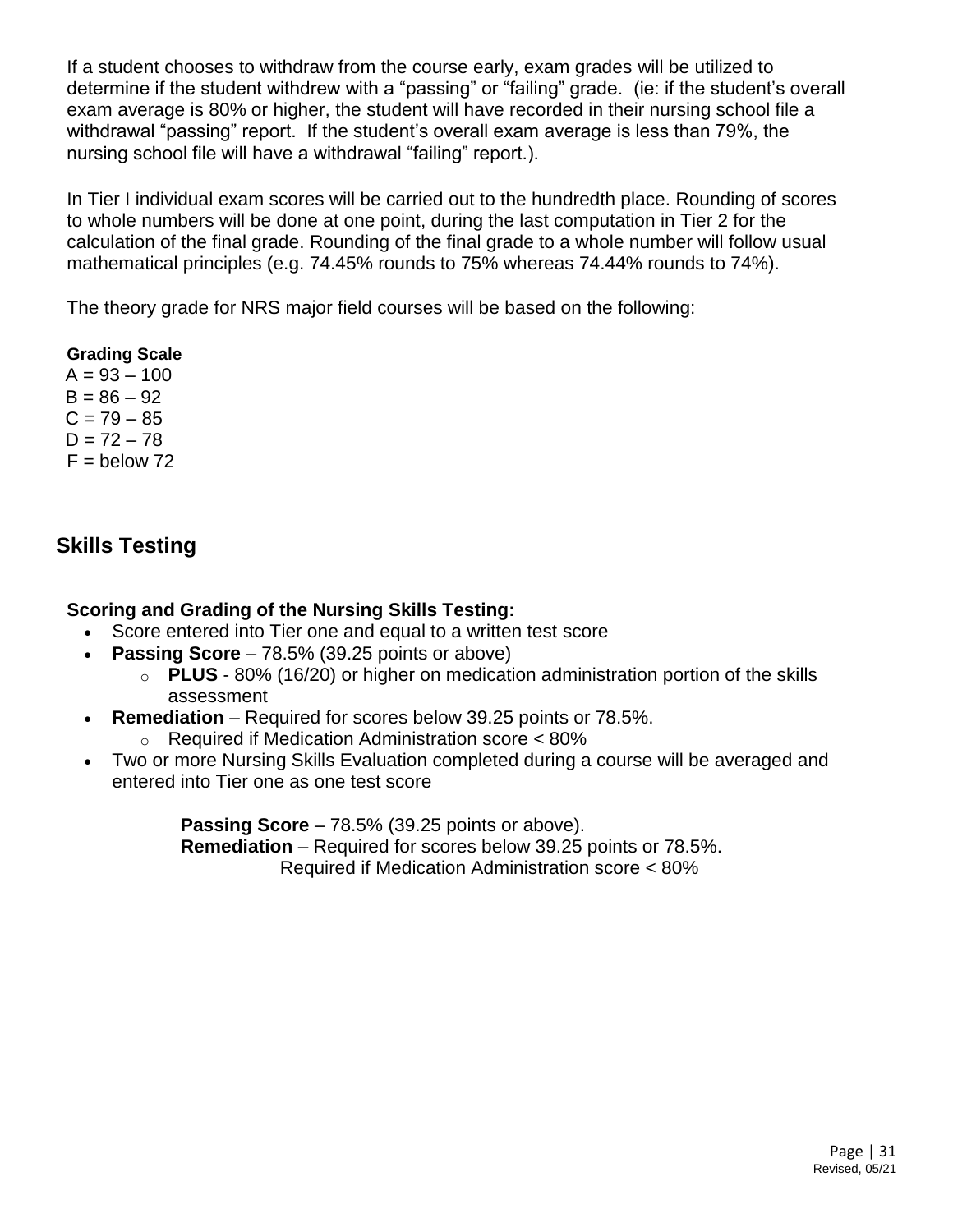If a student chooses to withdraw from the course early, exam grades will be utilized to determine if the student withdrew with a "passing" or "failing" grade. (ie: if the student's overall exam average is 80% or higher, the student will have recorded in their nursing school file a withdrawal "passing" report. If the student's overall exam average is less than 79%, the nursing school file will have a withdrawal "failing" report.).

In Tier I individual exam scores will be carried out to the hundredth place. Rounding of scores to whole numbers will be done at one point, during the last computation in Tier 2 for the calculation of the final grade. Rounding of the final grade to a whole number will follow usual mathematical principles (e.g. 74.45% rounds to 75% whereas 74.44% rounds to 74%).

The theory grade for NRS major field courses will be based on the following:

**Grading Scale**

A = 93 – 100
B = 86 – 92
C = 79 – 85
D = 72 – 78
F = below 72

## Skills Testing

### Scoring and Grading of the Nursing Skills Testing:

- Score entered into Tier one and equal to a written test score
- **Passing Score** – 78.5% (39.25 points or above)
  - **PLUS** - 80% (16/20) or higher on medication administration portion of the skills assessment
- **Remediation** – Required for scores below 39.25 points or 78.5%.
  - Required if Medication Administration score < 80%
- Two or more Nursing Skills Evaluation completed during a course will be averaged and entered into Tier one as one test score

**Passing Score** – 78.5% (39.25 points or above).
**Remediation** – Required for scores below 39.25 points or 78.5%.
Required if Medication Administration score < 80%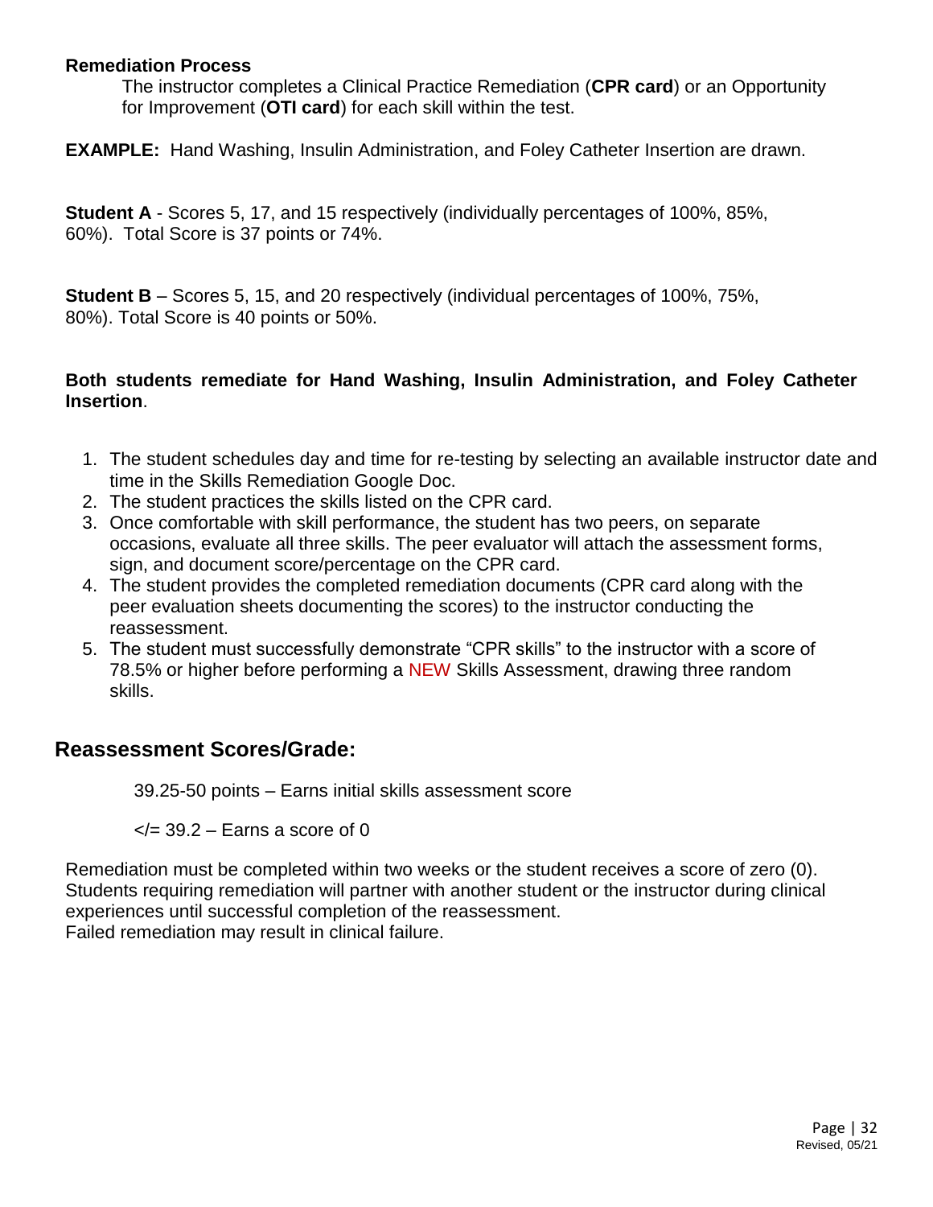**Remediation Process**

The instructor completes a Clinical Practice Remediation (**CPR card**) or an Opportunity for Improvement (**OTI card**) for each skill within the test.

**EXAMPLE:** Hand Washing, Insulin Administration, and Foley Catheter Insertion are drawn.

**Student A** - Scores 5, 17, and 15 respectively (individually percentages of 100%, 85%, 60%). Total Score is 37 points or 74%.

**Student B** – Scores 5, 15, and 20 respectively (individual percentages of 100%, 75%, 80%). Total Score is 40 points or 50%.

**Both students remediate for Hand Washing, Insulin Administration, and Foley Catheter Insertion**.

1. The student schedules day and time for re-testing by selecting an available instructor date and time in the Skills Remediation Google Doc.
2. The student practices the skills listed on the CPR card.
3. Once comfortable with skill performance, the student has two peers, on separate occasions, evaluate all three skills. The peer evaluator will attach the assessment forms, sign, and document score/percentage on the CPR card.
4. The student provides the completed remediation documents (CPR card along with the peer evaluation sheets documenting the scores) to the instructor conducting the reassessment.
5. The student must successfully demonstrate "CPR skills" to the instructor with a score of 78.5% or higher before performing a NEW Skills Assessment, drawing three random skills.

## Reassessment Scores/Grade:

39.25-50 points – Earns initial skills assessment score

</= 39.2 – Earns a score of 0

Remediation must be completed within two weeks or the student receives a score of zero (0). Students requiring remediation will partner with another student or the instructor during clinical experiences until successful completion of the reassessment.
Failed remediation may result in clinical failure.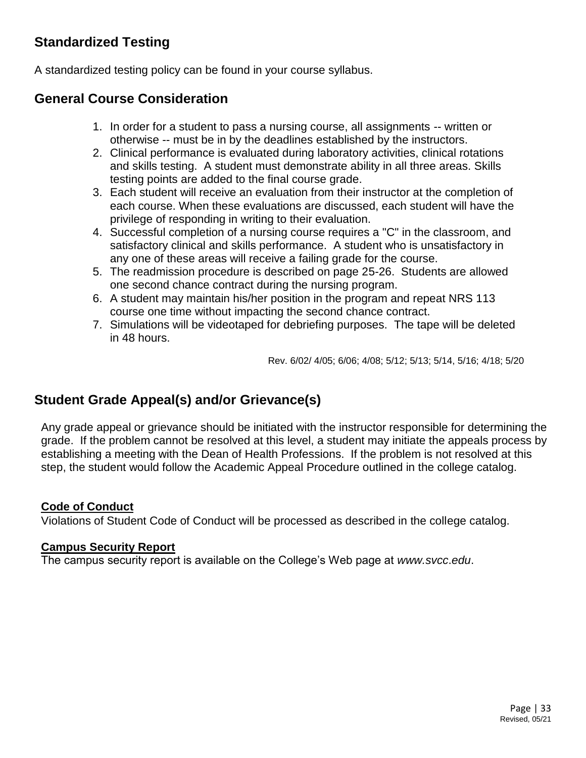## Standardized Testing

A standardized testing policy can be found in your course syllabus.

## General Course Consideration

1. In order for a student to pass a nursing course, all assignments -- written or otherwise -- must be in by the deadlines established by the instructors.
2. Clinical performance is evaluated during laboratory activities, clinical rotations and skills testing. A student must demonstrate ability in all three areas. Skills testing points are added to the final course grade.
3. Each student will receive an evaluation from their instructor at the completion of each course. When these evaluations are discussed, each student will have the privilege of responding in writing to their evaluation.
4. Successful completion of a nursing course requires a "C" in the classroom, and satisfactory clinical and skills performance. A student who is unsatisfactory in any one of these areas will receive a failing grade for the course.
5. The readmission procedure is described on page 25-26. Students are allowed one second chance contract during the nursing program.
6. A student may maintain his/her position in the program and repeat NRS 113 course one time without impacting the second chance contract.
7. Simulations will be videotaped for debriefing purposes. The tape will be deleted in 48 hours.

Rev. 6/02/ 4/05; 6/06; 4/08; 5/12; 5/13; 5/14, 5/16; 4/18; 5/20

## Student Grade Appeal(s) and/or Grievance(s)

Any grade appeal or grievance should be initiated with the instructor responsible for determining the grade. If the problem cannot be resolved at this level, a student may initiate the appeals process by establishing a meeting with the Dean of Health Professions. If the problem is not resolved at this step, the student would follow the Academic Appeal Procedure outlined in the college catalog.

**Code of Conduct**

Violations of Student Code of Conduct will be processed as described in the college catalog.

**Campus Security Report**

The campus security report is available on the College's Web page at *www.svcc.edu*.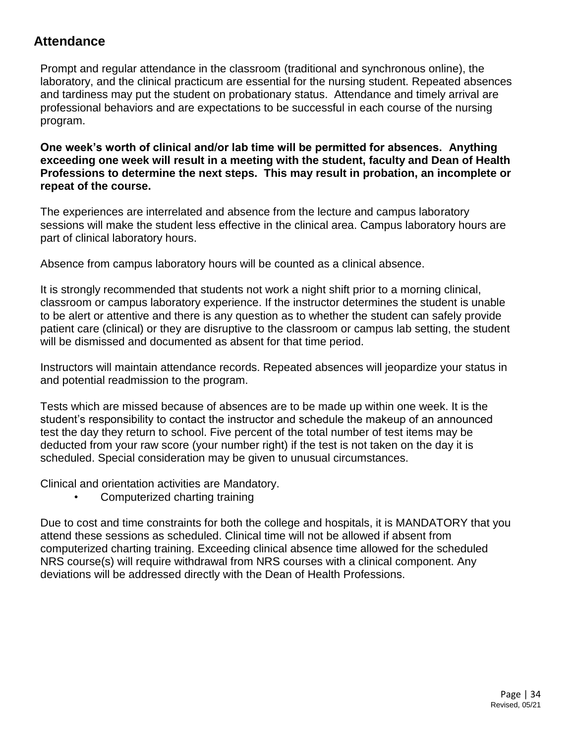## Attendance

Prompt and regular attendance in the classroom (traditional and synchronous online), the laboratory, and the clinical practicum are essential for the nursing student. Repeated absences and tardiness may put the student on probationary status. Attendance and timely arrival are professional behaviors and are expectations to be successful in each course of the nursing program.

**One week's worth of clinical and/or lab time will be permitted for absences. Anything exceeding one week will result in a meeting with the student, faculty and Dean of Health Professions to determine the next steps. This may result in probation, an incomplete or repeat of the course.**

The experiences are interrelated and absence from the lecture and campus laboratory sessions will make the student less effective in the clinical area. Campus laboratory hours are part of clinical laboratory hours.

Absence from campus laboratory hours will be counted as a clinical absence.

It is strongly recommended that students not work a night shift prior to a morning clinical, classroom or campus laboratory experience. If the instructor determines the student is unable to be alert or attentive and there is any question as to whether the student can safely provide patient care (clinical) or they are disruptive to the classroom or campus lab setting, the student will be dismissed and documented as absent for that time period.

Instructors will maintain attendance records. Repeated absences will jeopardize your status in and potential readmission to the program.

Tests which are missed because of absences are to be made up within one week. It is the student's responsibility to contact the instructor and schedule the makeup of an announced test the day they return to school. Five percent of the total number of test items may be deducted from your raw score (your number right) if the test is not taken on the day it is scheduled. Special consideration may be given to unusual circumstances.

Clinical and orientation activities are Mandatory.

- Computerized charting training

Due to cost and time constraints for both the college and hospitals, it is MANDATORY that you attend these sessions as scheduled. Clinical time will not be allowed if absent from computerized charting training. Exceeding clinical absence time allowed for the scheduled NRS course(s) will require withdrawal from NRS courses with a clinical component. Any deviations will be addressed directly with the Dean of Health Professions.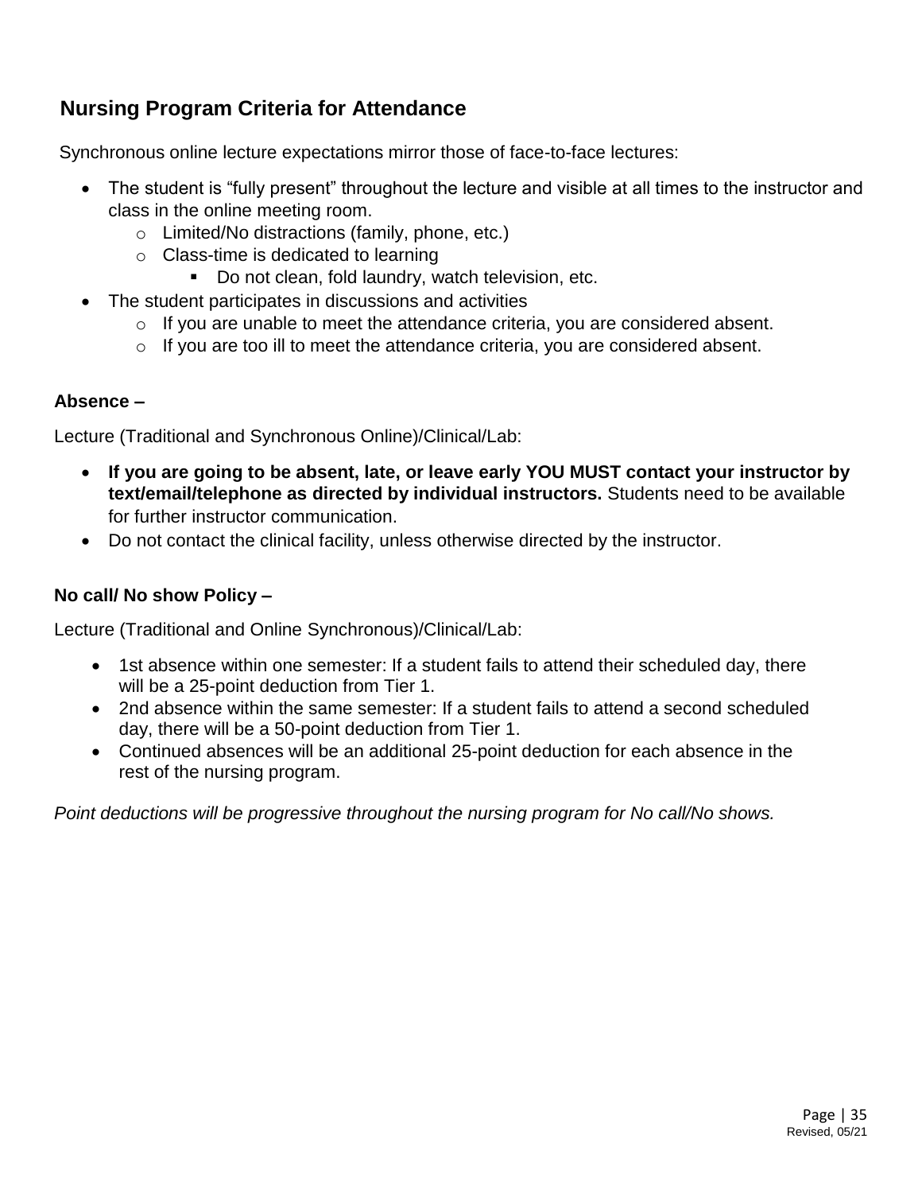## Nursing Program Criteria for Attendance

Synchronous online lecture expectations mirror those of face-to-face lectures:

- The student is "fully present" throughout the lecture and visible at all times to the instructor and class in the online meeting room.
  - Limited/No distractions (family, phone, etc.)
  - Class-time is dedicated to learning
    - Do not clean, fold laundry, watch television, etc.
- The student participates in discussions and activities
  - If you are unable to meet the attendance criteria, you are considered absent.
  - If you are too ill to meet the attendance criteria, you are considered absent.

**Absence –**

Lecture (Traditional and Synchronous Online)/Clinical/Lab:

- **If you are going to be absent, late, or leave early YOU MUST contact your instructor by text/email/telephone as directed by individual instructors.** Students need to be available for further instructor communication.
- Do not contact the clinical facility, unless otherwise directed by the instructor.

**No call/ No show Policy –**

Lecture (Traditional and Online Synchronous)/Clinical/Lab:

- 1st absence within one semester: If a student fails to attend their scheduled day, there will be a 25-point deduction from Tier 1.
- 2nd absence within the same semester: If a student fails to attend a second scheduled day, there will be a 50-point deduction from Tier 1.
- Continued absences will be an additional 25-point deduction for each absence in the rest of the nursing program.

*Point deductions will be progressive throughout the nursing program for No call/No shows.*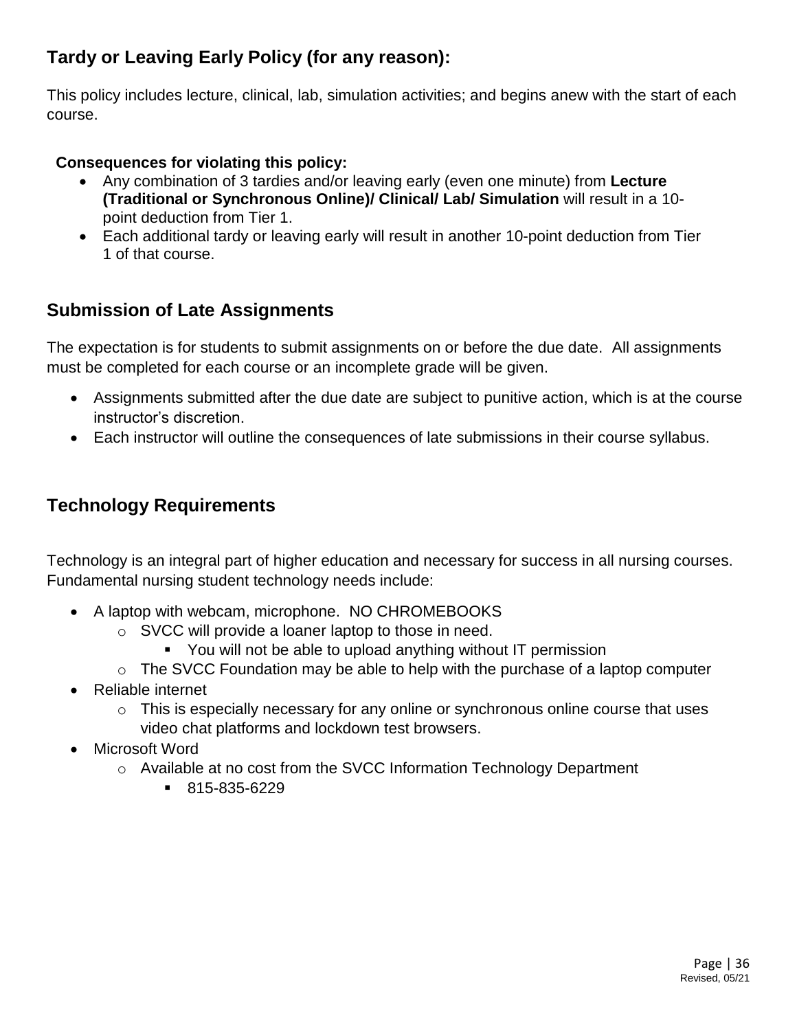## Tardy or Leaving Early Policy (for any reason):

This policy includes lecture, clinical, lab, simulation activities; and begins anew with the start of each course.

**Consequences for violating this policy:**

- Any combination of 3 tardies and/or leaving early (even one minute) from **Lecture (Traditional or Synchronous Online)/ Clinical/ Lab/ Simulation** will result in a 10-point deduction from Tier 1.
- Each additional tardy or leaving early will result in another 10-point deduction from Tier 1 of that course.

## Submission of Late Assignments

The expectation is for students to submit assignments on or before the due date. All assignments must be completed for each course or an incomplete grade will be given.

- Assignments submitted after the due date are subject to punitive action, which is at the course instructor's discretion.
- Each instructor will outline the consequences of late submissions in their course syllabus.

## Technology Requirements

Technology is an integral part of higher education and necessary for success in all nursing courses. Fundamental nursing student technology needs include:

- A laptop with webcam, microphone. NO CHROMEBOOKS
  - SVCC will provide a loaner laptop to those in need.
    - You will not be able to upload anything without IT permission
  - The SVCC Foundation may be able to help with the purchase of a laptop computer
- Reliable internet
  - This is especially necessary for any online or synchronous online course that uses video chat platforms and lockdown test browsers.
- Microsoft Word
  - Available at no cost from the SVCC Information Technology Department
    - 815-835-6229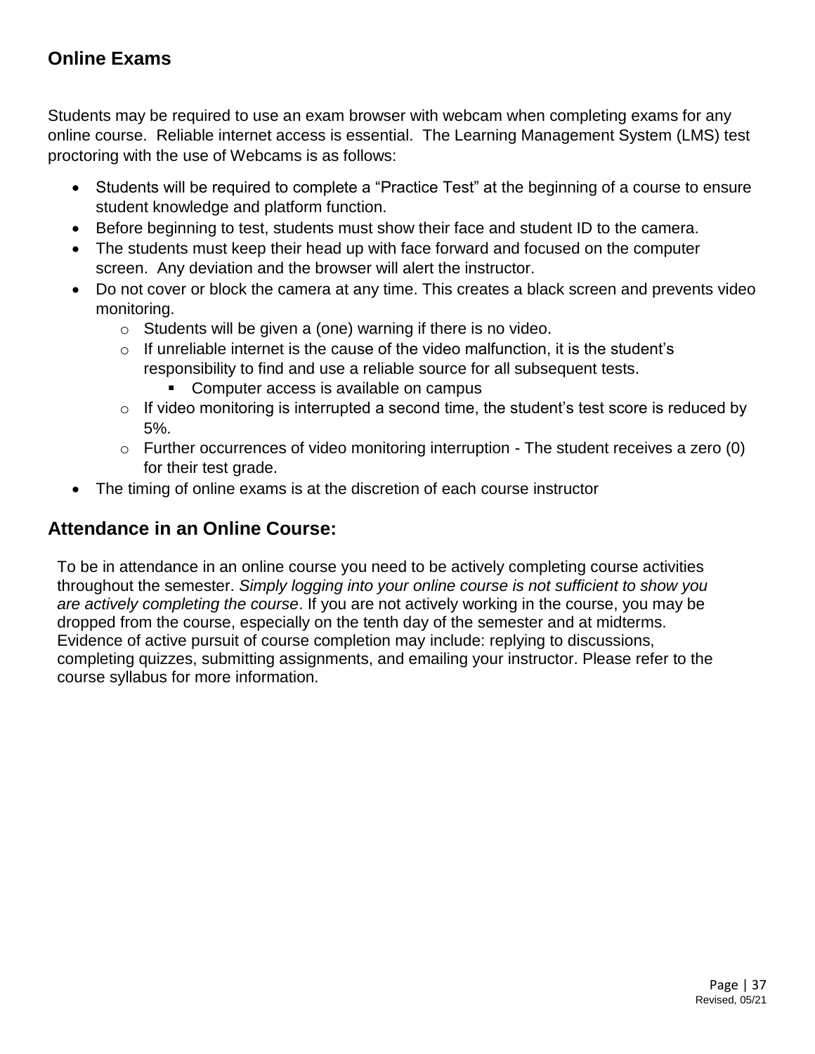## Online Exams

Students may be required to use an exam browser with webcam when completing exams for any online course. Reliable internet access is essential. The Learning Management System (LMS) test proctoring with the use of Webcams is as follows:

- Students will be required to complete a "Practice Test" at the beginning of a course to ensure student knowledge and platform function.
- Before beginning to test, students must show their face and student ID to the camera.
- The students must keep their head up with face forward and focused on the computer screen. Any deviation and the browser will alert the instructor.
- Do not cover or block the camera at any time. This creates a black screen and prevents video monitoring.
  - Students will be given a (one) warning if there is no video.
  - If unreliable internet is the cause of the video malfunction, it is the student's responsibility to find and use a reliable source for all subsequent tests.
    - Computer access is available on campus
  - If video monitoring is interrupted a second time, the student's test score is reduced by 5%.
  - Further occurrences of video monitoring interruption - The student receives a zero (0) for their test grade.
- The timing of online exams is at the discretion of each course instructor

## Attendance in an Online Course:

To be in attendance in an online course you need to be actively completing course activities throughout the semester. *Simply logging into your online course is not sufficient to show you are actively completing the course*. If you are not actively working in the course, you may be dropped from the course, especially on the tenth day of the semester and at midterms. Evidence of active pursuit of course completion may include: replying to discussions, completing quizzes, submitting assignments, and emailing your instructor. Please refer to the course syllabus for more information.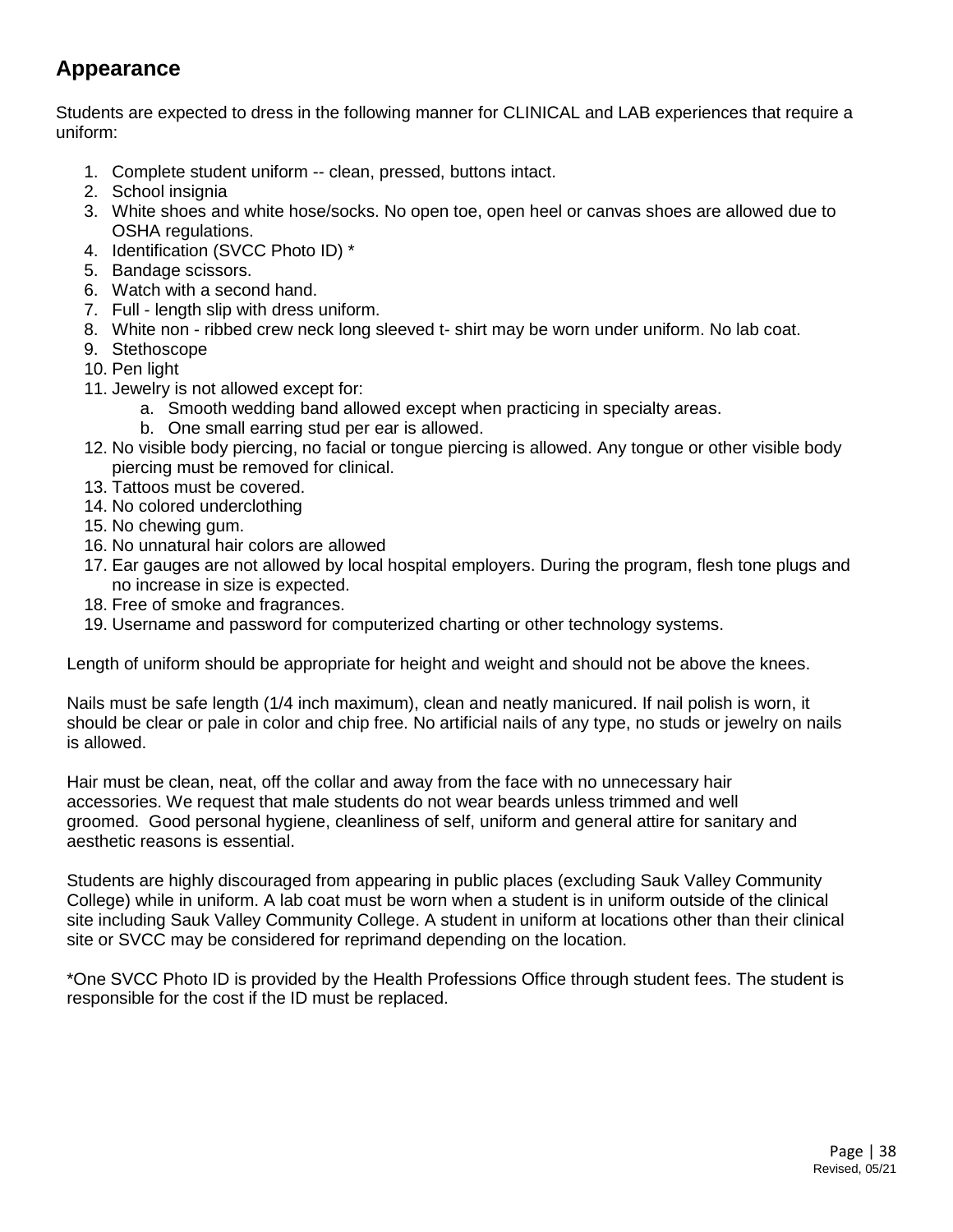## Appearance

Students are expected to dress in the following manner for CLINICAL and LAB experiences that require a uniform:

1. Complete student uniform -- clean, pressed, buttons intact.
2. School insignia
3. White shoes and white hose/socks. No open toe, open heel or canvas shoes are allowed due to OSHA regulations.
4. Identification (SVCC Photo ID) *
5. Bandage scissors.
6. Watch with a second hand.
7. Full - length slip with dress uniform.
8. White non - ribbed crew neck long sleeved t- shirt may be worn under uniform. No lab coat.
9. Stethoscope
10. Pen light
11. Jewelry is not allowed except for:
    a. Smooth wedding band allowed except when practicing in specialty areas.
    b. One small earring stud per ear is allowed.
12. No visible body piercing, no facial or tongue piercing is allowed. Any tongue or other visible body piercing must be removed for clinical.
13. Tattoos must be covered.
14. No colored underclothing
15. No chewing gum.
16. No unnatural hair colors are allowed
17. Ear gauges are not allowed by local hospital employers. During the program, flesh tone plugs and no increase in size is expected.
18. Free of smoke and fragrances.
19. Username and password for computerized charting or other technology systems.

Length of uniform should be appropriate for height and weight and should not be above the knees.

Nails must be safe length (1/4 inch maximum), clean and neatly manicured. If nail polish is worn, it should be clear or pale in color and chip free. No artificial nails of any type, no studs or jewelry on nails is allowed.

Hair must be clean, neat, off the collar and away from the face with no unnecessary hair accessories. We request that male students do not wear beards unless trimmed and well groomed. Good personal hygiene, cleanliness of self, uniform and general attire for sanitary and aesthetic reasons is essential.

Students are highly discouraged from appearing in public places (excluding Sauk Valley Community College) while in uniform. A lab coat must be worn when a student is in uniform outside of the clinical site including Sauk Valley Community College. A student in uniform at locations other than their clinical site or SVCC may be considered for reprimand depending on the location.

*One SVCC Photo ID is provided by the Health Professions Office through student fees. The student is responsible for the cost if the ID must be replaced.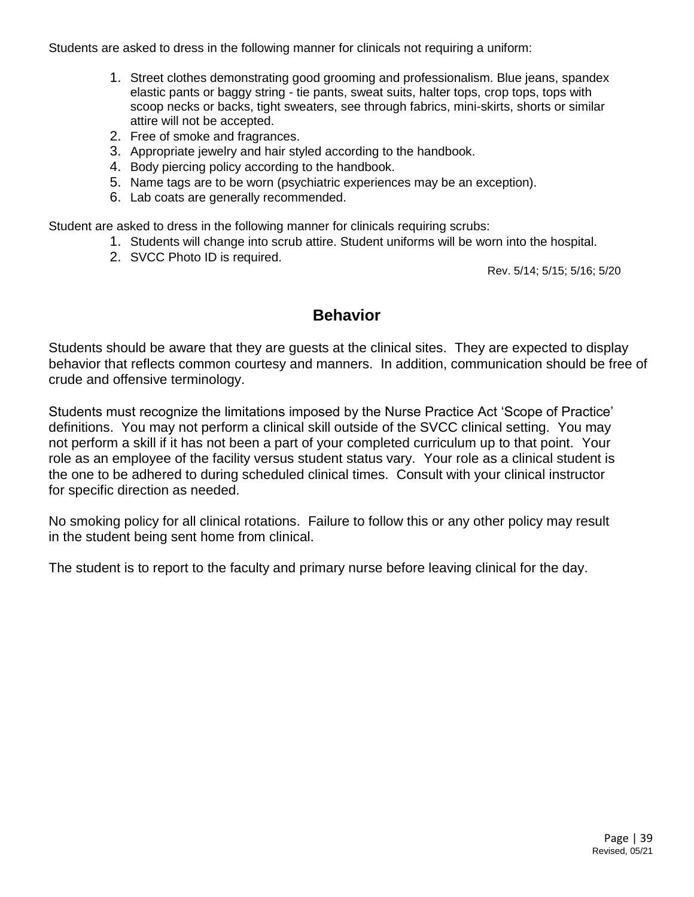Students are asked to dress in the following manner for clinicals not requiring a uniform:

1. Street clothes demonstrating good grooming and professionalism. Blue jeans, spandex elastic pants or baggy string - tie pants, sweat suits, halter tops, crop tops, tops with scoop necks or backs, tight sweaters, see through fabrics, mini-skirts, shorts or similar attire will not be accepted.
2. Free of smoke and fragrances.
3. Appropriate jewelry and hair styled according to the handbook.
4. Body piercing policy according to the handbook.
5. Name tags are to be worn (psychiatric experiences may be an exception).
6. Lab coats are generally recommended.

Student are asked to dress in the following manner for clinicals requiring scrubs:

1. Students will change into scrub attire. Student uniforms will be worn into the hospital.
2. SVCC Photo ID is required.

Rev. 5/14; 5/15; 5/16; 5/20

## Behavior

Students should be aware that they are guests at the clinical sites. They are expected to display behavior that reflects common courtesy and manners. In addition, communication should be free of crude and offensive terminology.

Students must recognize the limitations imposed by the Nurse Practice Act 'Scope of Practice' definitions. You may not perform a clinical skill outside of the SVCC clinical setting. You may not perform a skill if it has not been a part of your completed curriculum up to that point. Your role as an employee of the facility versus student status vary. Your role as a clinical student is the one to be adhered to during scheduled clinical times. Consult with your clinical instructor for specific direction as needed.

No smoking policy for all clinical rotations. Failure to follow this or any other policy may result in the student being sent home from clinical.

The student is to report to the faculty and primary nurse before leaving clinical for the day.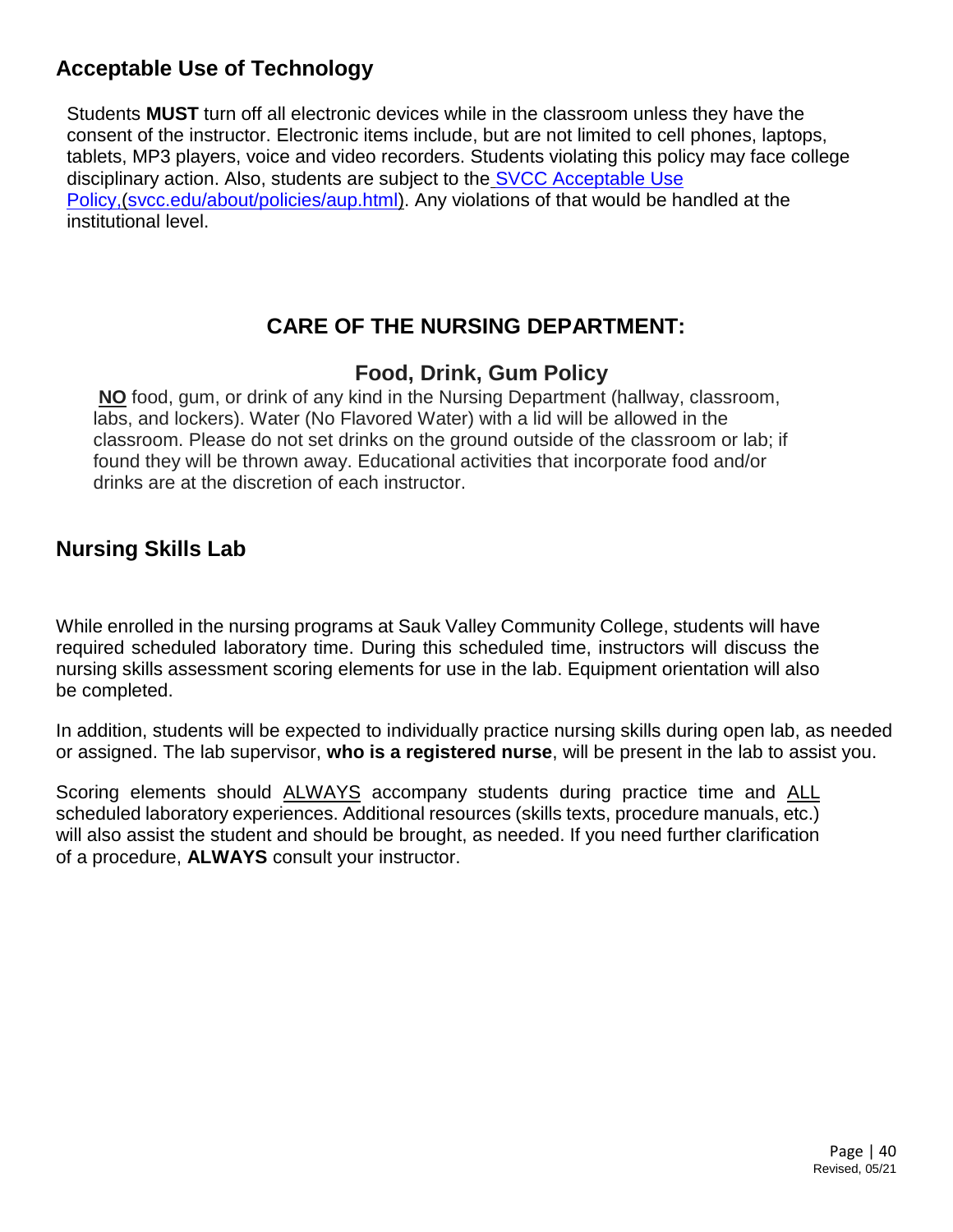## Acceptable Use of Technology

Students **MUST** turn off all electronic devices while in the classroom unless they have the consent of the instructor. Electronic items include, but are not limited to cell phones, laptops, tablets, MP3 players, voice and video recorders. Students violating this policy may face college disciplinary action. Also, students are subject to the SVCC Acceptable Use Policy,(svcc.edu/about/policies/aup.html). Any violations of that would be handled at the institutional level.

## CARE OF THE NURSING DEPARTMENT:

### Food, Drink, Gum Policy

**NO** food, gum, or drink of any kind in the Nursing Department (hallway, classroom, labs, and lockers). Water (No Flavored Water) with a lid will be allowed in the classroom. Please do not set drinks on the ground outside of the classroom or lab; if found they will be thrown away. Educational activities that incorporate food and/or drinks are at the discretion of each instructor.

## Nursing Skills Lab

While enrolled in the nursing programs at Sauk Valley Community College, students will have required scheduled laboratory time. During this scheduled time, instructors will discuss the nursing skills assessment scoring elements for use in the lab. Equipment orientation will also be completed.

In addition, students will be expected to individually practice nursing skills during open lab, as needed or assigned. The lab supervisor, **who is a registered nurse**, will be present in the lab to assist you.

Scoring elements should ALWAYS accompany students during practice time and ALL scheduled laboratory experiences. Additional resources (skills texts, procedure manuals, etc.) will also assist the student and should be brought, as needed. If you need further clarification of a procedure, **ALWAYS** consult your instructor.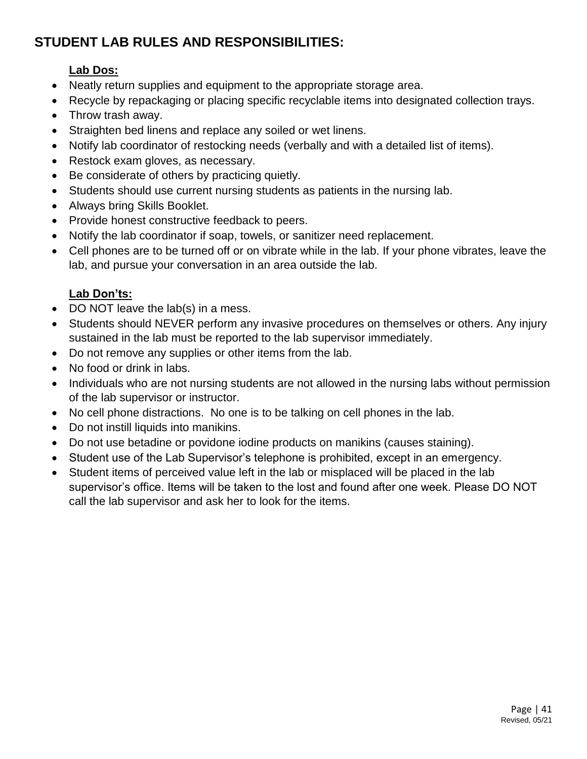## STUDENT LAB RULES AND RESPONSIBILITIES:

**Lab Dos:**

- Neatly return supplies and equipment to the appropriate storage area.
- Recycle by repackaging or placing specific recyclable items into designated collection trays.
- Throw trash away.
- Straighten bed linens and replace any soiled or wet linens.
- Notify lab coordinator of restocking needs (verbally and with a detailed list of items).
- Restock exam gloves, as necessary.
- Be considerate of others by practicing quietly.
- Students should use current nursing students as patients in the nursing lab.
- Always bring Skills Booklet.
- Provide honest constructive feedback to peers.
- Notify the lab coordinator if soap, towels, or sanitizer need replacement.
- Cell phones are to be turned off or on vibrate while in the lab. If your phone vibrates, leave the lab, and pursue your conversation in an area outside the lab.

**Lab Don'ts:**

- DO NOT leave the lab(s) in a mess.
- Students should NEVER perform any invasive procedures on themselves or others. Any injury sustained in the lab must be reported to the lab supervisor immediately.
- Do not remove any supplies or other items from the lab.
- No food or drink in labs.
- Individuals who are not nursing students are not allowed in the nursing labs without permission of the lab supervisor or instructor.
- No cell phone distractions. No one is to be talking on cell phones in the lab.
- Do not instill liquids into manikins.
- Do not use betadine or povidone iodine products on manikins (causes staining).
- Student use of the Lab Supervisor's telephone is prohibited, except in an emergency.
- Student items of perceived value left in the lab or misplaced will be placed in the lab supervisor's office. Items will be taken to the lost and found after one week. Please DO NOT call the lab supervisor and ask her to look for the items.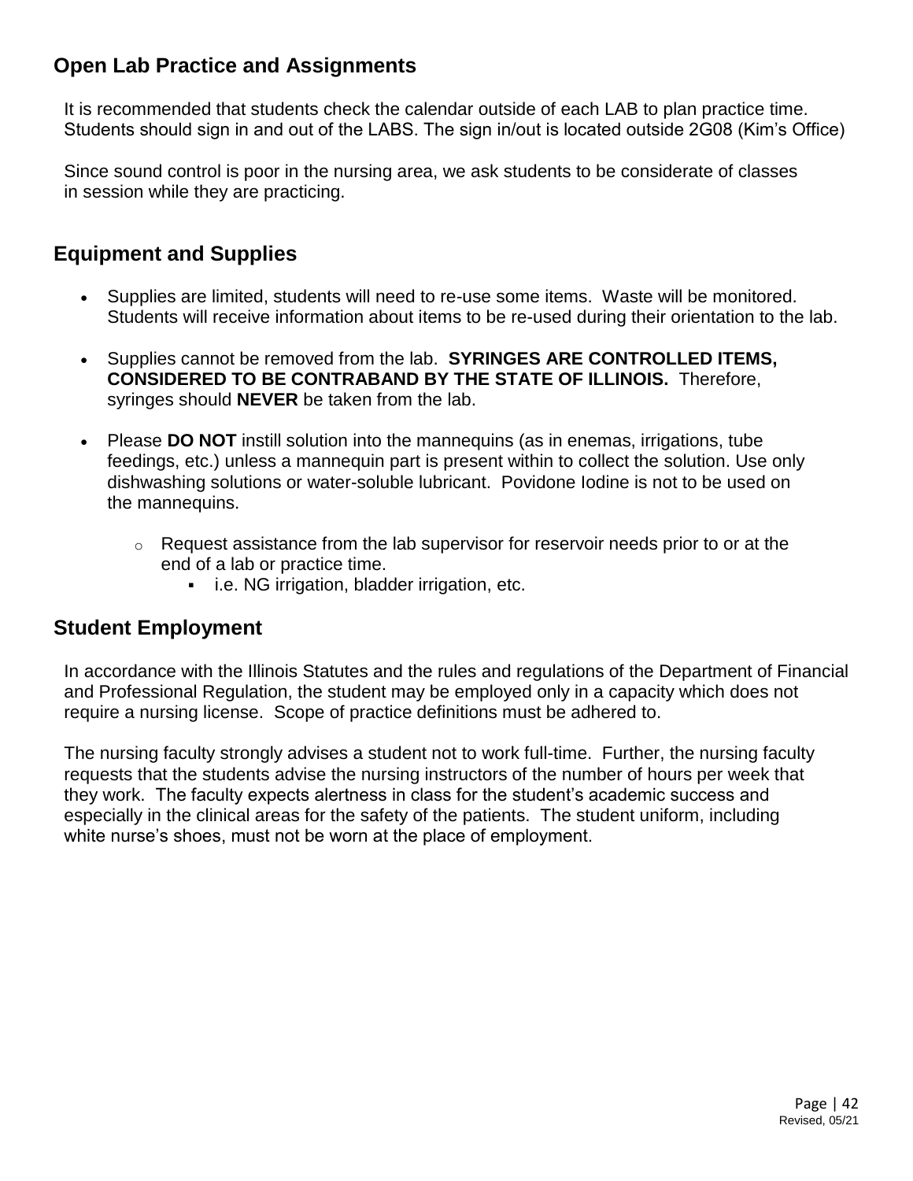## Open Lab Practice and Assignments

It is recommended that students check the calendar outside of each LAB to plan practice time. Students should sign in and out of the LABS. The sign in/out is located outside 2G08 (Kim's Office)

Since sound control is poor in the nursing area, we ask students to be considerate of classes in session while they are practicing.

## Equipment and Supplies

- Supplies are limited, students will need to re-use some items. Waste will be monitored. Students will receive information about items to be re-used during their orientation to the lab.
- Supplies cannot be removed from the lab. **SYRINGES ARE CONTROLLED ITEMS, CONSIDERED TO BE CONTRABAND BY THE STATE OF ILLINOIS.** Therefore, syringes should **NEVER** be taken from the lab.
- Please **DO NOT** instill solution into the mannequins (as in enemas, irrigations, tube feedings, etc.) unless a mannequin part is present within to collect the solution. Use only dishwashing solutions or water-soluble lubricant. Povidone Iodine is not to be used on the mannequins.
    - Request assistance from the lab supervisor for reservoir needs prior to or at the end of a lab or practice time.
        - i.e. NG irrigation, bladder irrigation, etc.

## Student Employment

In accordance with the Illinois Statutes and the rules and regulations of the Department of Financial and Professional Regulation, the student may be employed only in a capacity which does not require a nursing license. Scope of practice definitions must be adhered to.

The nursing faculty strongly advises a student not to work full-time. Further, the nursing faculty requests that the students advise the nursing instructors of the number of hours per week that they work. The faculty expects alertness in class for the student's academic success and especially in the clinical areas for the safety of the patients. The student uniform, including white nurse's shoes, must not be worn at the place of employment.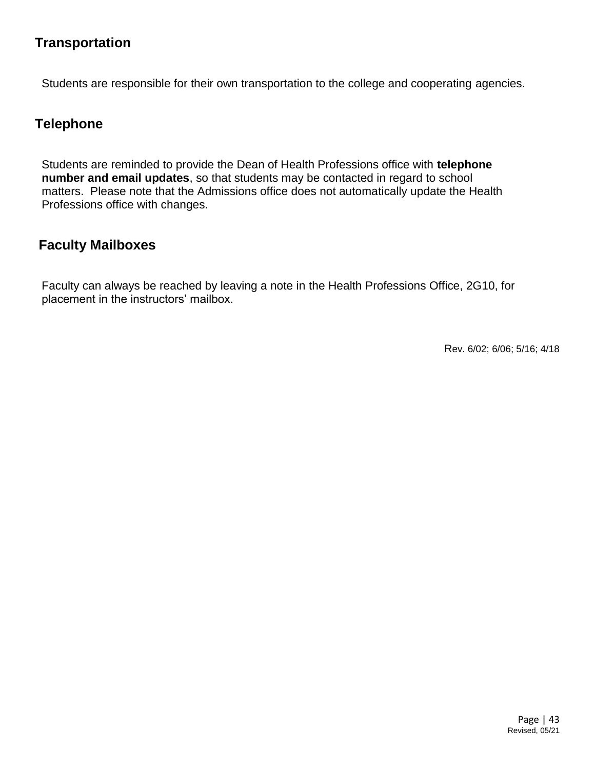## Transportation

Students are responsible for their own transportation to the college and cooperating agencies.

## Telephone

Students are reminded to provide the Dean of Health Professions office with **telephone number and email updates**, so that students may be contacted in regard to school matters. Please note that the Admissions office does not automatically update the Health Professions office with changes.

## Faculty Mailboxes

Faculty can always be reached by leaving a note in the Health Professions Office, 2G10, for placement in the instructors' mailbox.

Rev. 6/02; 6/06; 5/16; 4/18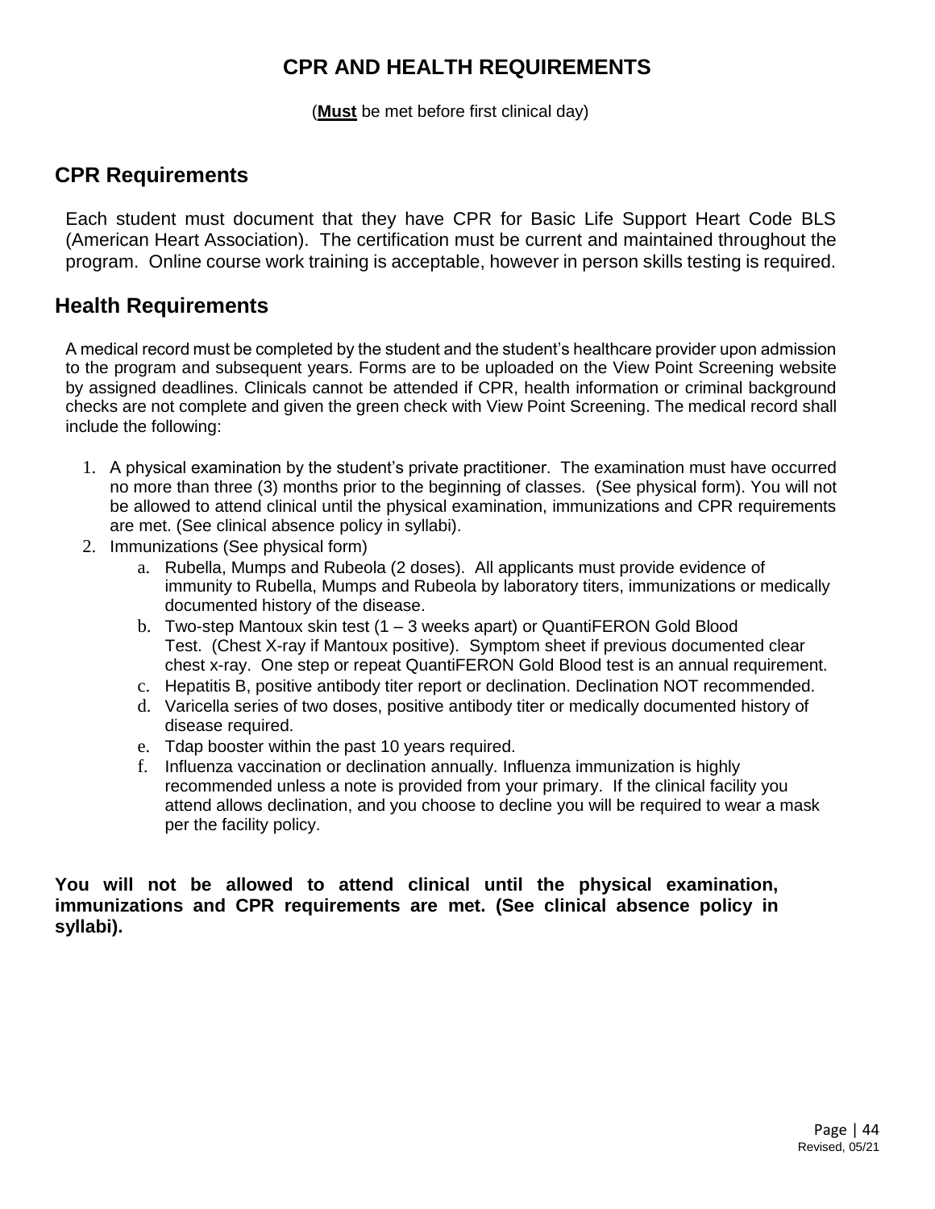# CPR AND HEALTH REQUIREMENTS

(**Must** be met before first clinical day)

## CPR Requirements

Each student must document that they have CPR for Basic Life Support Heart Code BLS (American Heart Association). The certification must be current and maintained throughout the program. Online course work training is acceptable, however in person skills testing is required.

## Health Requirements

A medical record must be completed by the student and the student's healthcare provider upon admission to the program and subsequent years. Forms are to be uploaded on the View Point Screening website by assigned deadlines. Clinicals cannot be attended if CPR, health information or criminal background checks are not complete and given the green check with View Point Screening. The medical record shall include the following:

1. A physical examination by the student's private practitioner. The examination must have occurred no more than three (3) months prior to the beginning of classes. (See physical form). You will not be allowed to attend clinical until the physical examination, immunizations and CPR requirements are met. (See clinical absence policy in syllabi).
2. Immunizations (See physical form)
    a. Rubella, Mumps and Rubeola (2 doses). All applicants must provide evidence of immunity to Rubella, Mumps and Rubeola by laboratory titers, immunizations or medically documented history of the disease.
    b. Two-step Mantoux skin test (1 – 3 weeks apart) or QuantiFERON Gold Blood Test. (Chest X-ray if Mantoux positive). Symptom sheet if previous documented clear chest x-ray. One step or repeat QuantiFERON Gold Blood test is an annual requirement.
    c. Hepatitis B, positive antibody titer report or declination. Declination NOT recommended.
    d. Varicella series of two doses, positive antibody titer or medically documented history of disease required.
    e. Tdap booster within the past 10 years required.
    f. Influenza vaccination or declination annually. Influenza immunization is highly recommended unless a note is provided from your primary. If the clinical facility you attend allows declination, and you choose to decline you will be required to wear a mask per the facility policy.

**You will not be allowed to attend clinical until the physical examination, immunizations and CPR requirements are met. (See clinical absence policy in syllabi).**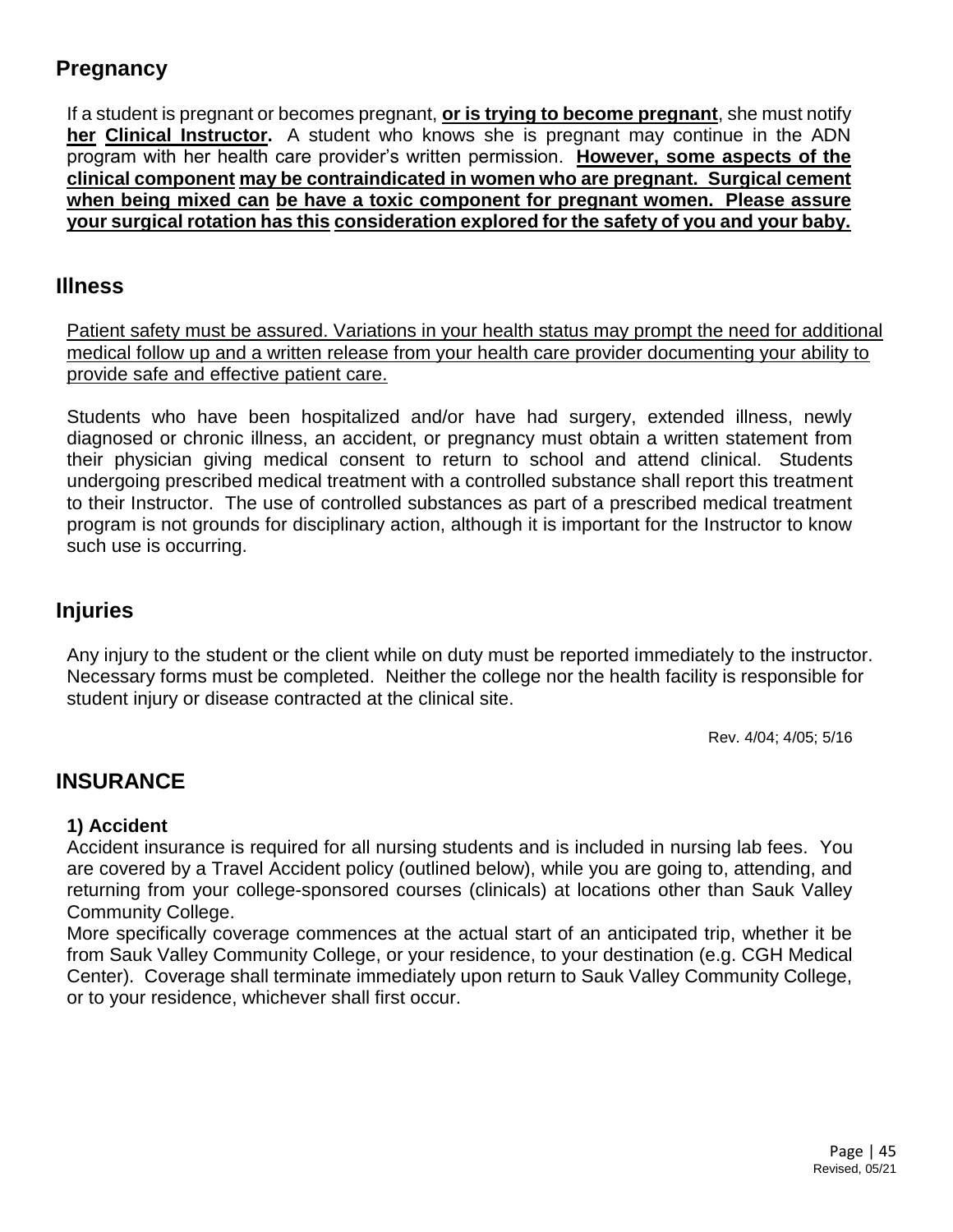## Pregnancy

If a student is pregnant or becomes pregnant, **or is trying to become pregnant**, she must notify **her Clinical Instructor.** A student who knows she is pregnant may continue in the ADN program with her health care provider's written permission. **However, some aspects of the clinical component may be contraindicated in women who are pregnant. Surgical cement when being mixed can be have a toxic component for pregnant women. Please assure your surgical rotation has this consideration explored for the safety of you and your baby.**

## Illness

Patient safety must be assured. Variations in your health status may prompt the need for additional medical follow up and a written release from your health care provider documenting your ability to provide safe and effective patient care.

Students who have been hospitalized and/or have had surgery, extended illness, newly diagnosed or chronic illness, an accident, or pregnancy must obtain a written statement from their physician giving medical consent to return to school and attend clinical. Students undergoing prescribed medical treatment with a controlled substance shall report this treatment to their Instructor. The use of controlled substances as part of a prescribed medical treatment program is not grounds for disciplinary action, although it is important for the Instructor to know such use is occurring.

## Injuries

Any injury to the student or the client while on duty must be reported immediately to the instructor. Necessary forms must be completed. Neither the college nor the health facility is responsible for student injury or disease contracted at the clinical site.

Rev. 4/04; 4/05; 5/16

## INSURANCE

**1) Accident**

Accident insurance is required for all nursing students and is included in nursing lab fees. You are covered by a Travel Accident policy (outlined below), while you are going to, attending, and returning from your college-sponsored courses (clinicals) at locations other than Sauk Valley Community College.

More specifically coverage commences at the actual start of an anticipated trip, whether it be from Sauk Valley Community College, or your residence, to your destination (e.g. CGH Medical Center). Coverage shall terminate immediately upon return to Sauk Valley Community College, or to your residence, whichever shall first occur.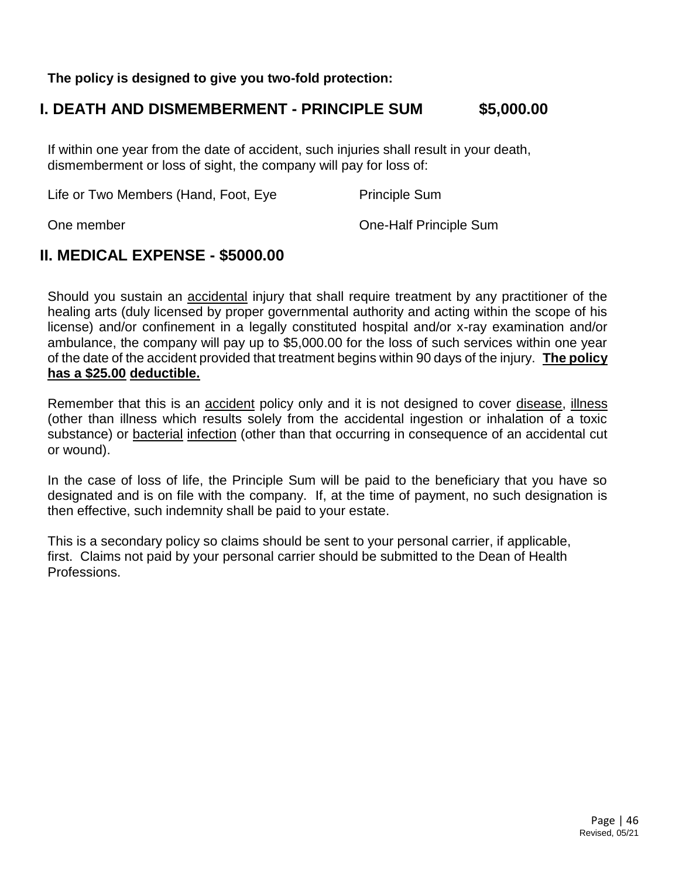**The policy is designed to give you two-fold protection:**

## I. DEATH AND DISMEMBERMENT - PRINCIPLE SUM $5,000.00

If within one year from the date of accident, such injuries shall result in your death, dismemberment or loss of sight, the company will pay for loss of:

| | |
|---|---|
| Life or Two Members (Hand, Foot, Eye | Principle Sum |
| One member | One-Half Principle Sum |

## II. MEDICAL EXPENSE - $5000.00

Should you sustain an accidental injury that shall require treatment by any practitioner of the healing arts (duly licensed by proper governmental authority and acting within the scope of his license) and/or confinement in a legally constituted hospital and/or x-ray examination and/or ambulance, the company will pay up to $5,000.00 for the loss of such services within one year of the date of the accident provided that treatment begins within 90 days of the injury. **The policy has a $25.00 deductible.**

Remember that this is an accident policy only and it is not designed to cover disease, illness (other than illness which results solely from the accidental ingestion or inhalation of a toxic substance) or bacterial infection (other than that occurring in consequence of an accidental cut or wound).

In the case of loss of life, the Principle Sum will be paid to the beneficiary that you have so designated and is on file with the company. If, at the time of payment, no such designation is then effective, such indemnity shall be paid to your estate.

This is a secondary policy so claims should be sent to your personal carrier, if applicable, first. Claims not paid by your personal carrier should be submitted to the Dean of Health Professions.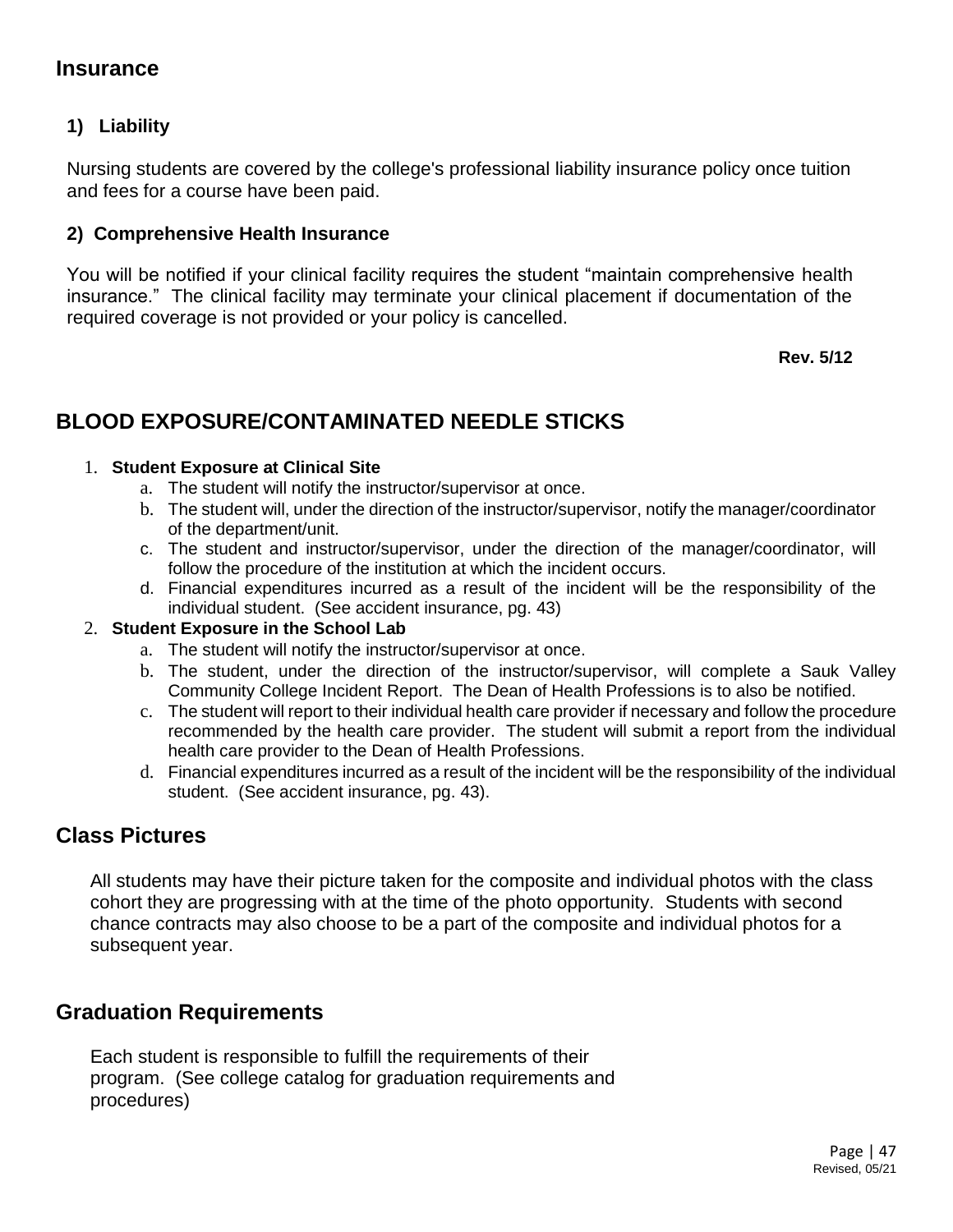## Insurance

### 1) Liability

Nursing students are covered by the college's professional liability insurance policy once tuition and fees for a course have been paid.

### 2) Comprehensive Health Insurance

You will be notified if your clinical facility requires the student "maintain comprehensive health insurance." The clinical facility may terminate your clinical placement if documentation of the required coverage is not provided or your policy is cancelled.

**Rev. 5/12**

## BLOOD EXPOSURE/CONTAMINATED NEEDLE STICKS

1. **Student Exposure at Clinical Site**
   a. The student will notify the instructor/supervisor at once.
   b. The student will, under the direction of the instructor/supervisor, notify the manager/coordinator of the department/unit.
   c. The student and instructor/supervisor, under the direction of the manager/coordinator, will follow the procedure of the institution at which the incident occurs.
   d. Financial expenditures incurred as a result of the incident will be the responsibility of the individual student. (See accident insurance, pg. 43)
2. **Student Exposure in the School Lab**
   a. The student will notify the instructor/supervisor at once.
   b. The student, under the direction of the instructor/supervisor, will complete a Sauk Valley Community College Incident Report. The Dean of Health Professions is to also be notified.
   c. The student will report to their individual health care provider if necessary and follow the procedure recommended by the health care provider. The student will submit a report from the individual health care provider to the Dean of Health Professions.
   d. Financial expenditures incurred as a result of the incident will be the responsibility of the individual student. (See accident insurance, pg. 43).

## Class Pictures

All students may have their picture taken for the composite and individual photos with the class cohort they are progressing with at the time of the photo opportunity. Students with second chance contracts may also choose to be a part of the composite and individual photos for a subsequent year.

## Graduation Requirements

Each student is responsible to fulfill the requirements of their program. (See college catalog for graduation requirements and procedures)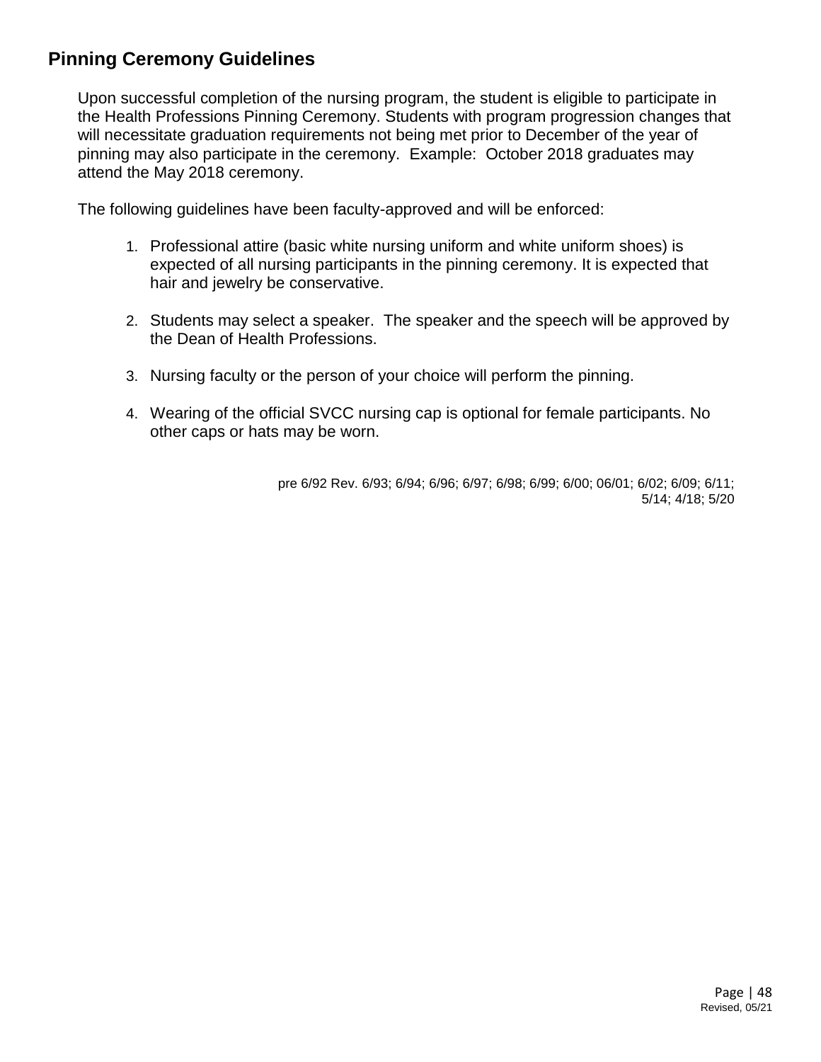## Pinning Ceremony Guidelines

Upon successful completion of the nursing program, the student is eligible to participate in the Health Professions Pinning Ceremony. Students with program progression changes that will necessitate graduation requirements not being met prior to December of the year of pinning may also participate in the ceremony. Example: October 2018 graduates may attend the May 2018 ceremony.

The following guidelines have been faculty-approved and will be enforced:

1. Professional attire (basic white nursing uniform and white uniform shoes) is expected of all nursing participants in the pinning ceremony. It is expected that hair and jewelry be conservative.

2. Students may select a speaker. The speaker and the speech will be approved by the Dean of Health Professions.

3. Nursing faculty or the person of your choice will perform the pinning.

4. Wearing of the official SVCC nursing cap is optional for female participants. No other caps or hats may be worn.

pre 6/92 Rev. 6/93; 6/94; 6/96; 6/97; 6/98; 6/99; 6/00; 06/01; 6/02; 6/09; 6/11; 5/14; 4/18; 5/20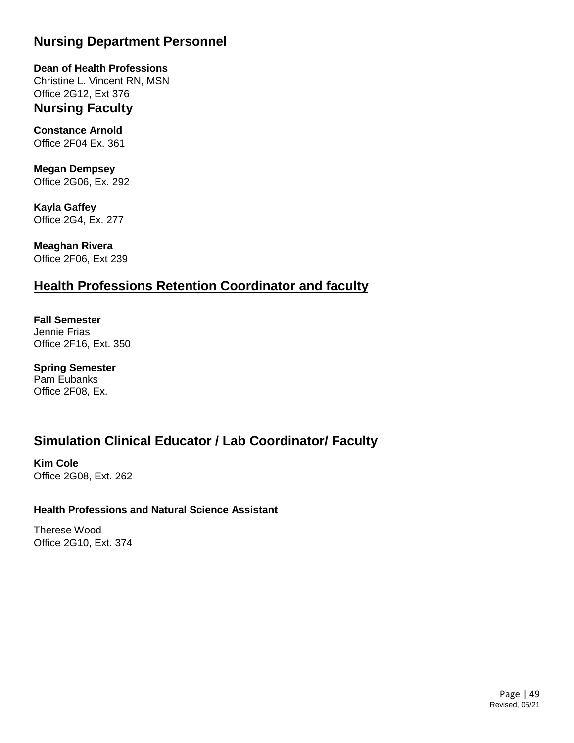## Nursing Department Personnel

**Dean of Health Professions**
Christine L. Vincent RN, MSN
Office 2G12, Ext 376

## Nursing Faculty

**Constance Arnold**
Office 2F04 Ex. 361

**Megan Dempsey**
Office 2G06, Ex. 292

**Kayla Gaffey**
Office 2G4, Ex. 277

**Meaghan Rivera**
Office 2F06, Ext 239

## Health Professions Retention Coordinator and faculty

**Fall Semester**
Jennie Frias
Office 2F16, Ext. 350

**Spring Semester**
Pam Eubanks
Office 2F08, Ex.

## Simulation Clinical Educator / Lab Coordinator/ Faculty

**Kim Cole**
Office 2G08, Ext. 262

**Health Professions and Natural Science Assistant**

Therese Wood
Office 2G10, Ext. 374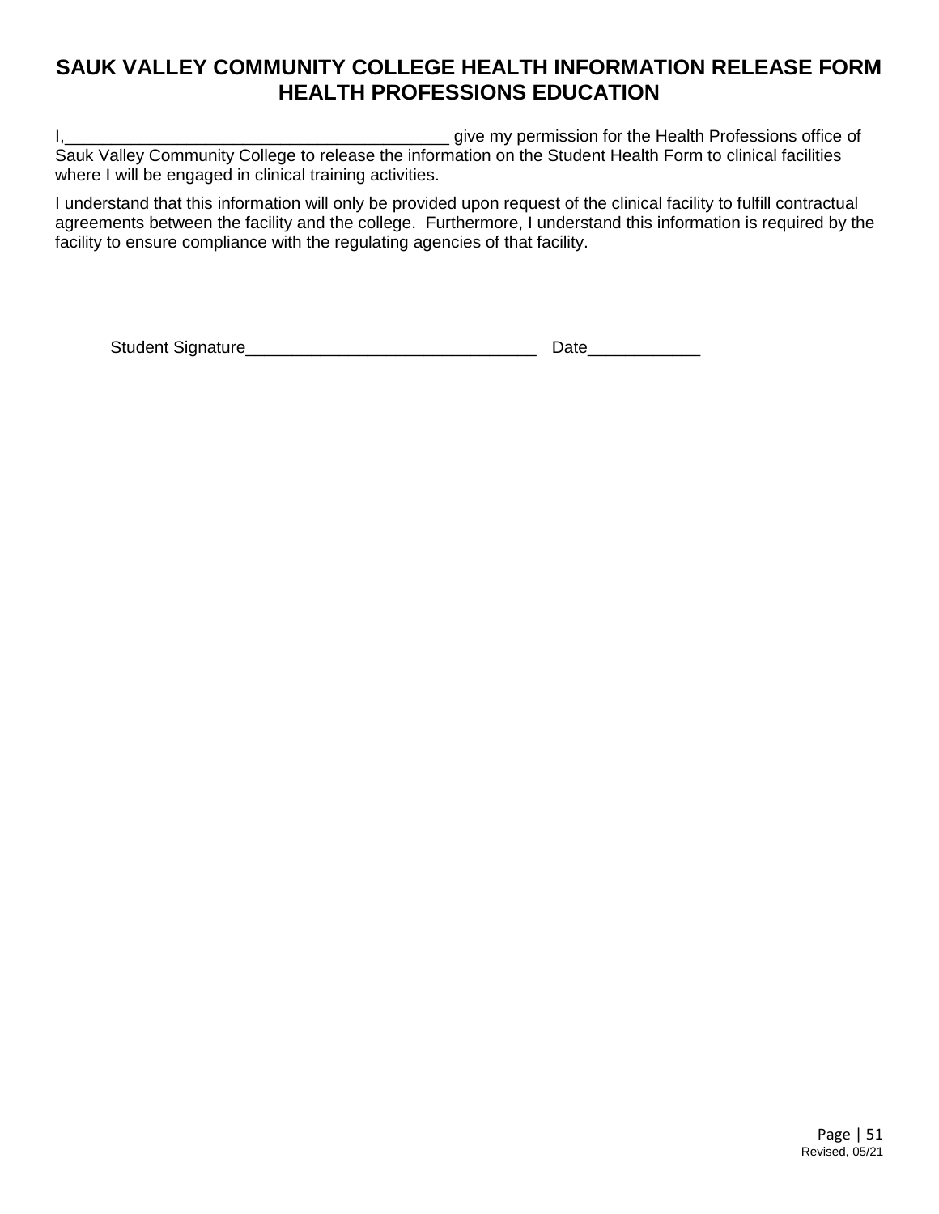# SAUK VALLEY COMMUNITY COLLEGE HEALTH INFORMATION RELEASE FORM HEALTH PROFESSIONS EDUCATION

I,_________________________________________ give my permission for the Health Professions office of Sauk Valley Community College to release the information on the Student Health Form to clinical facilities where I will be engaged in clinical training activities.

I understand that this information will only be provided upon request of the clinical facility to fulfill contractual agreements between the facility and the college. Furthermore, I understand this information is required by the facility to ensure compliance with the regulating agencies of that facility.

Student Signature_______________________________ Date____________

Revised, 05/21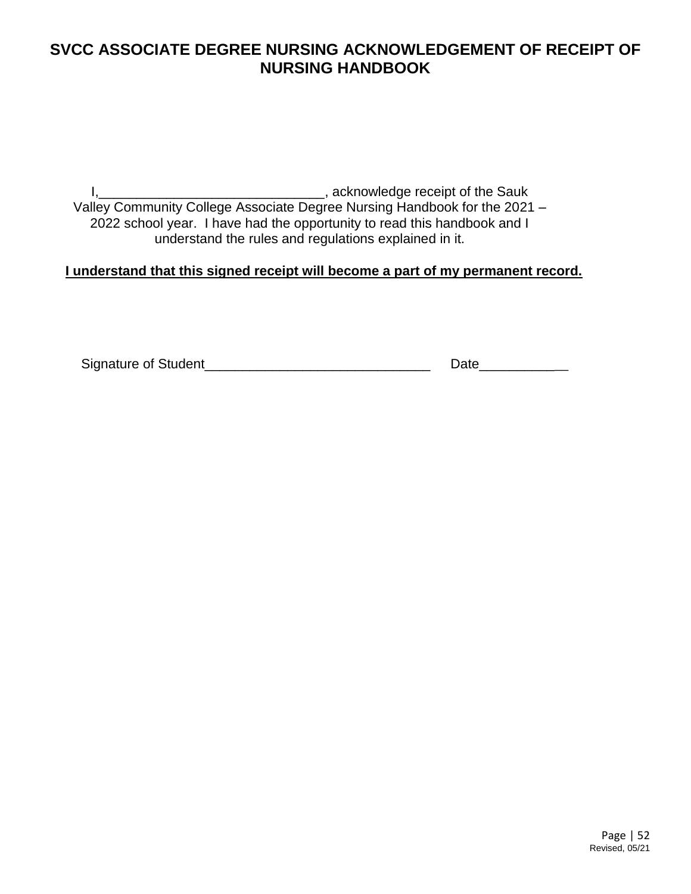# SVCC ASSOCIATE DEGREE NURSING ACKNOWLEDGEMENT OF RECEIPT OF NURSING HANDBOOK

I,______________________________, acknowledge receipt of the Sauk Valley Community College Associate Degree Nursing Handbook for the 2021 – 2022 school year. I have had the opportunity to read this handbook and I understand the rules and regulations explained in it.

**<u>I understand that this signed receipt will become a part of my permanent record.</u>**

Signature of Student______________________________ Date___________

Revised, 05/21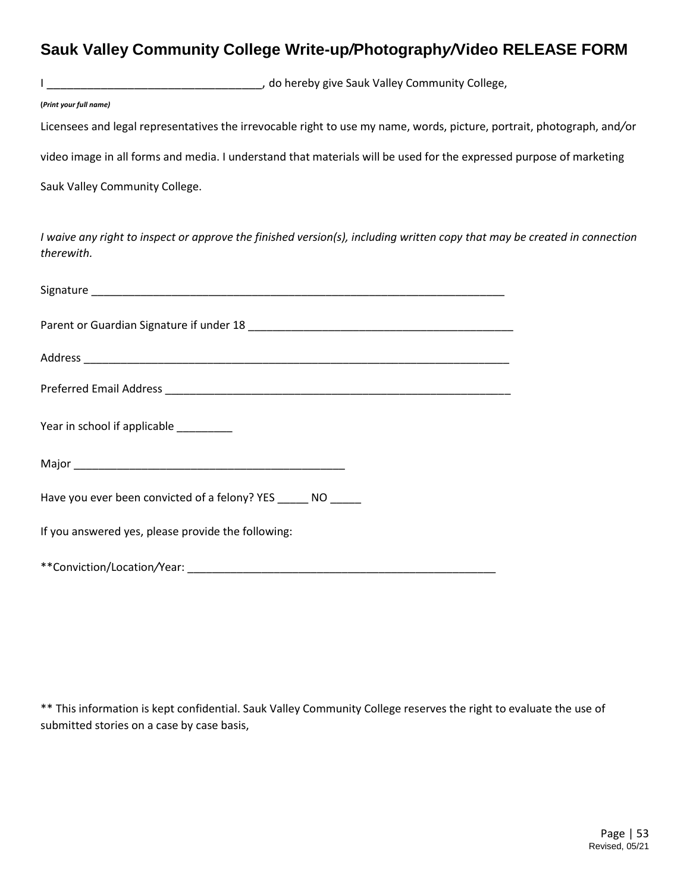# Sauk Valley Community College Write-up/Photography/Video RELEASE FORM

I __________________________________, do hereby give Sauk Valley Community College,

**(*Print your full name)***

Licensees and legal representatives the irrevocable right to use my name, words, picture, portrait, photograph, and/or video image in all forms and media. I understand that materials will be used for the expressed purpose of marketing Sauk Valley Community College.

*I waive any right to inspect or approve the finished version(s), including written copy that may be created in connection therewith.*

Signature ____________________________________________________________________

Parent or Guardian Signature if under 18 ____________________________________________

Address ______________________________________________________________________

Preferred Email Address _________________________________________________________

Year in school if applicable _________

Major ____________________________________________

Have you ever been convicted of a felony? YES _____ NO _____

If you answered yes, please provide the following:

**Conviction/Location/Year: ___________________________________________________

** This information is kept confidential. Sauk Valley Community College reserves the right to evaluate the use of submitted stories on a case by case basis,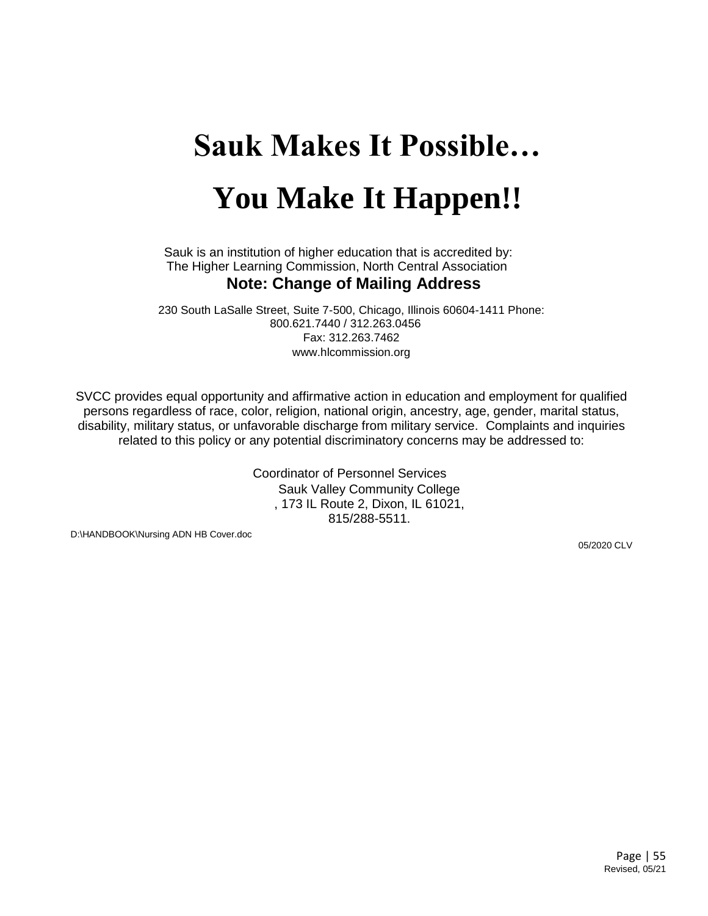# Sauk Makes It Possible…

# You Make It Happen!!

Sauk is an institution of higher education that is accredited by:
The Higher Learning Commission, North Central Association

**Note: Change of Mailing Address**

230 South LaSalle Street, Suite 7-500, Chicago, Illinois 60604-1411 Phone:
800.621.7440 / 312.263.0456
Fax: 312.263.7462
www.hlcommission.org

SVCC provides equal opportunity and affirmative action in education and employment for qualified persons regardless of race, color, religion, national origin, ancestry, age, gender, marital status, disability, military status, or unfavorable discharge from military service. Complaints and inquiries related to this policy or any potential discriminatory concerns may be addressed to:

Coordinator of Personnel Services
Sauk Valley Community College
, 173 IL Route 2, Dixon, IL 61021,
815/288-5511.

D:\HANDBOOK\Nursing ADN HB Cover.doc

05/2020 CLV